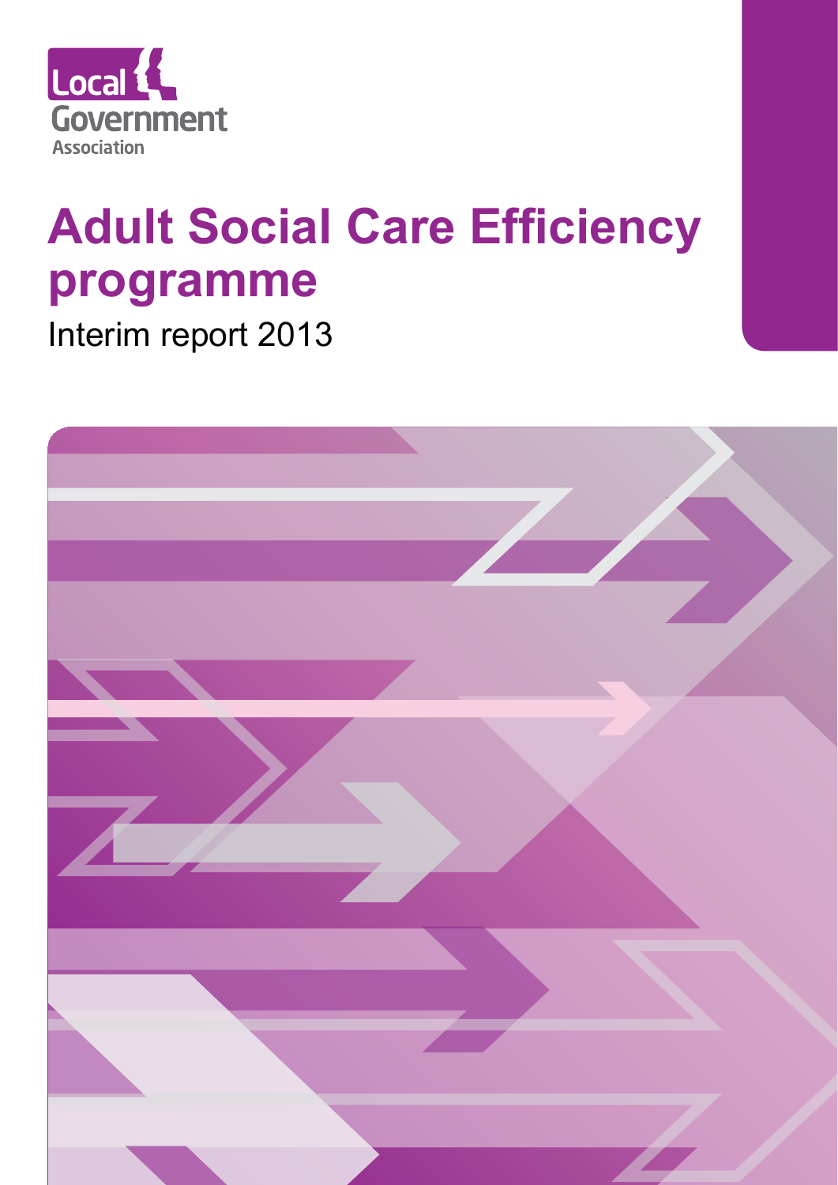Local Government Association

# Adult Social Care Efficiency programme

Interim report 2013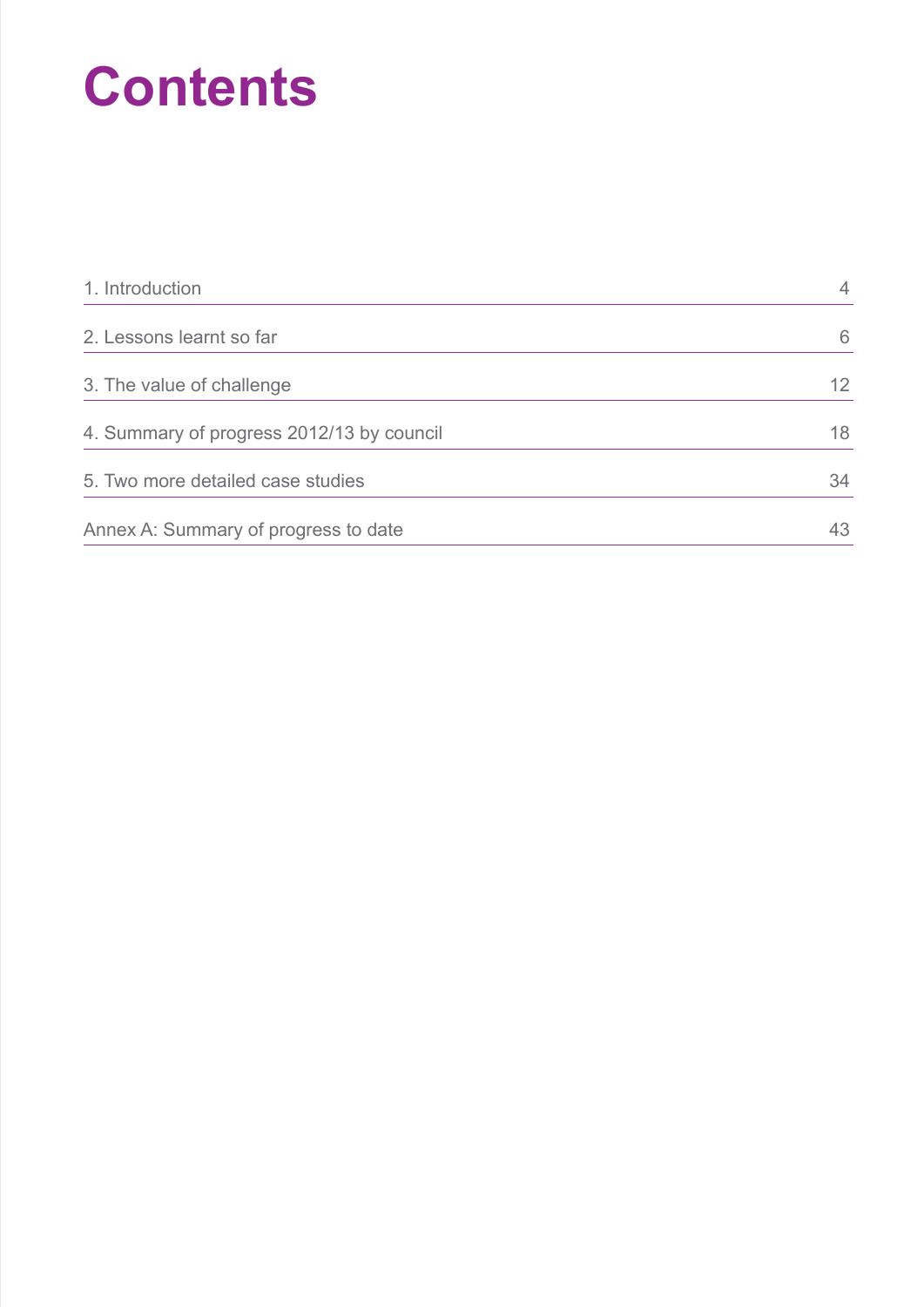# Contents

| | |
|---|---|
| 1. Introduction | 4 |
| 2. Lessons learnt so far | 6 |
| 3. The value of challenge | 12 |
| 4. Summary of progress 2012/13 by council | 18 |
| 5. Two more detailed case studies | 34 |
| Annex A: Summary of progress to date | 43 |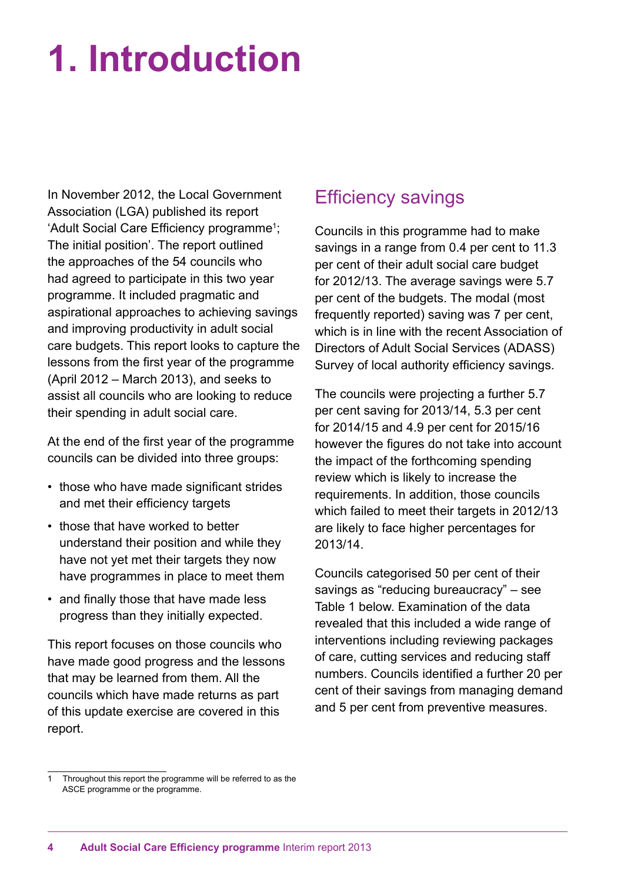# 1. Introduction

In November 2012, the Local Government Association (LGA) published its report 'Adult Social Care Efficiency programme[1]; The initial position'. The report outlined the approaches of the 54 councils who had agreed to participate in this two year programme. It included pragmatic and aspirational approaches to achieving savings and improving productivity in adult social care budgets. This report looks to capture the lessons from the first year of the programme (April 2012 – March 2013), and seeks to assist all councils who are looking to reduce their spending in adult social care.

At the end of the first year of the programme councils can be divided into three groups:

- those who have made significant strides and met their efficiency targets
- those that have worked to better understand their position and while they have not yet met their targets they now have programmes in place to meet them
- and finally those that have made less progress than they initially expected.

This report focuses on those councils who have made good progress and the lessons that may be learned from them. All the councils which have made returns as part of this update exercise are covered in this report.

## Efficiency savings

Councils in this programme had to make savings in a range from 0.4 per cent to 11.3 per cent of their adult social care budget for 2012/13. The average savings were 5.7 per cent of the budgets. The modal (most frequently reported) saving was 7 per cent, which is in line with the recent Association of Directors of Adult Social Services (ADASS) Survey of local authority efficiency savings.

The councils were projecting a further 5.7 per cent saving for 2013/14, 5.3 per cent for 2014/15 and 4.9 per cent for 2015/16 however the figures do not take into account the impact of the forthcoming spending review which is likely to increase the requirements. In addition, those councils which failed to meet their targets in 2012/13 are likely to face higher percentages for 2013/14.

Councils categorised 50 per cent of their savings as "reducing bureaucracy" – see Table 1 below. Examination of the data revealed that this included a wide range of interventions including reviewing packages of care, cutting services and reducing staff numbers. Councils identified a further 20 per cent of their savings from managing demand and 5 per cent from preventive measures.

---

1 Throughout this report the programme will be referred to as the ASCE programme or the programme.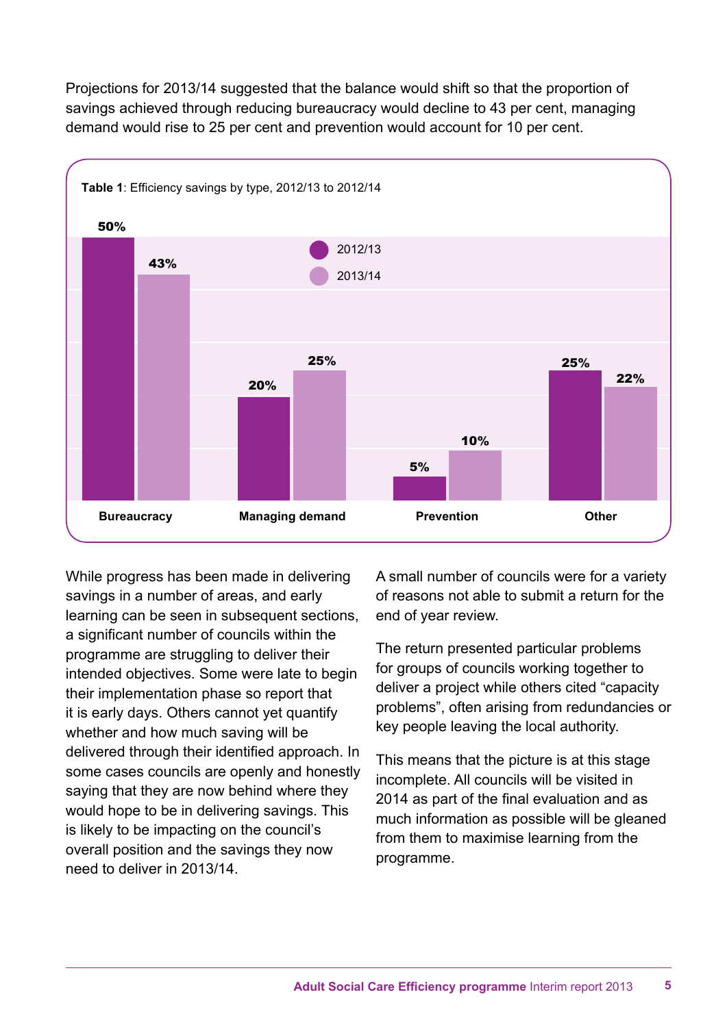Projections for 2013/14 suggested that the balance would shift so that the proportion of savings achieved through reducing bureaucracy would decline to 43 per cent, managing demand would rise to 25 per cent and prevention would account for 10 per cent.

**Table 1**: Efficiency savings by type, 2012/13 to 2012/14

| | 2012/13 | 2013/14 |
|---|---|---|
| Bureaucracy | 50% | 43% |
| Managing demand | 20% | 25% |
| Prevention | 5% | 10% |
| Other | 25% | 22% |

While progress has been made in delivering savings in a number of areas, and early learning can be seen in subsequent sections, a significant number of councils within the programme are struggling to deliver their intended objectives. Some were late to begin their implementation phase so report that it is early days. Others cannot yet quantify whether and how much saving will be delivered through their identified approach. In some cases councils are openly and honestly saying that they are now behind where they would hope to be in delivering savings. This is likely to be impacting on the council's overall position and the savings they now need to deliver in 2013/14.

A small number of councils were for a variety of reasons not able to submit a return for the end of year review.

The return presented particular problems for groups of councils working together to deliver a project while others cited "capacity problems", often arising from redundancies or key people leaving the local authority.

This means that the picture is at this stage incomplete. All councils will be visited in 2014 as part of the final evaluation and as much information as possible will be gleaned from them to maximise learning from the programme.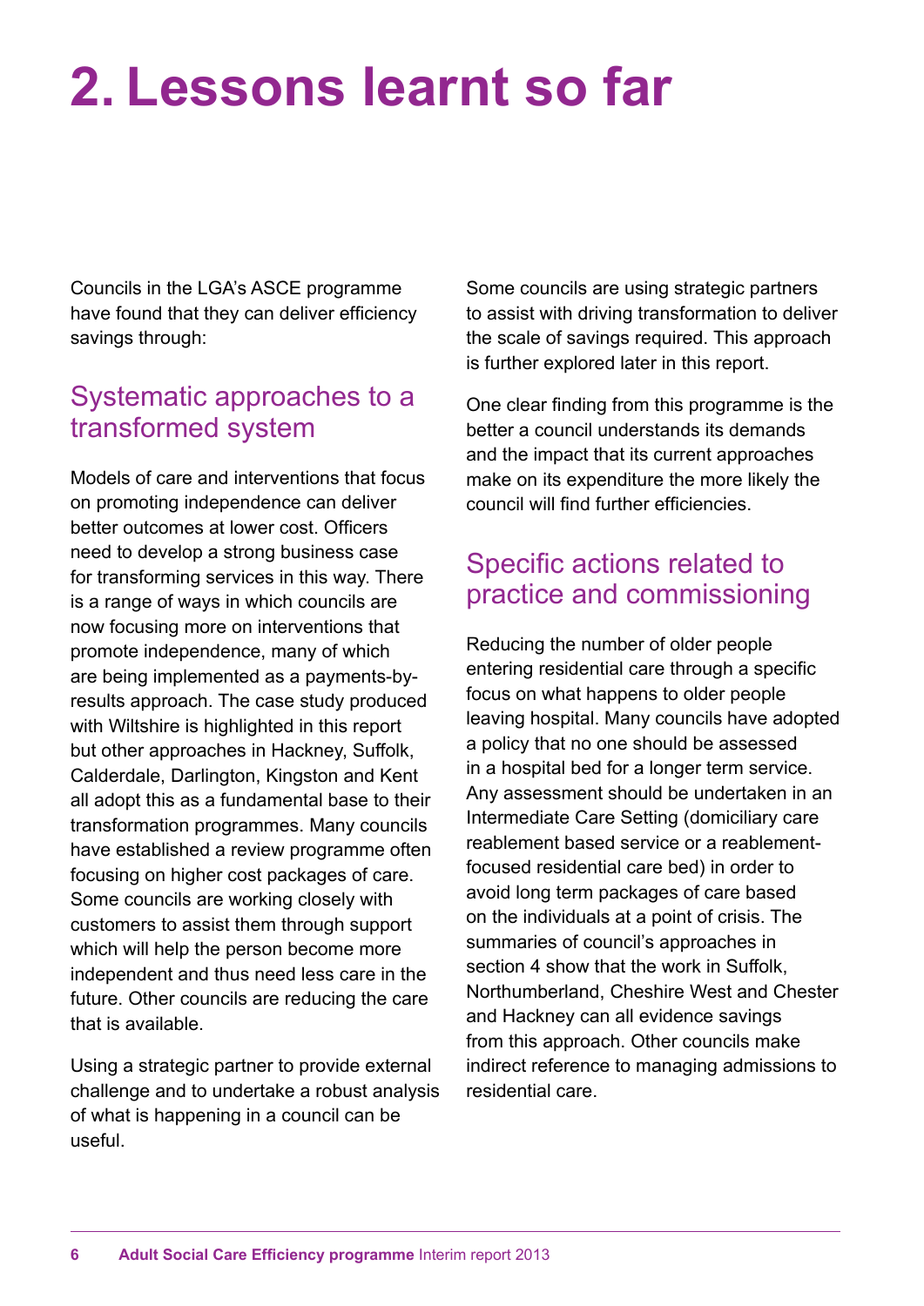# 2. Lessons learnt so far

Councils in the LGA's ASCE programme have found that they can deliver efficiency savings through:

## Systematic approaches to a transformed system

Models of care and interventions that focus on promoting independence can deliver better outcomes at lower cost. Officers need to develop a strong business case for transforming services in this way. There is a range of ways in which councils are now focusing more on interventions that promote independence, many of which are being implemented as a payments-by-results approach. The case study produced with Wiltshire is highlighted in this report but other approaches in Hackney, Suffolk, Calderdale, Darlington, Kingston and Kent all adopt this as a fundamental base to their transformation programmes. Many councils have established a review programme often focusing on higher cost packages of care. Some councils are working closely with customers to assist them through support which will help the person become more independent and thus need less care in the future. Other councils are reducing the care that is available.

Using a strategic partner to provide external challenge and to undertake a robust analysis of what is happening in a council can be useful.

Some councils are using strategic partners to assist with driving transformation to deliver the scale of savings required. This approach is further explored later in this report.

One clear finding from this programme is the better a council understands its demands and the impact that its current approaches make on its expenditure the more likely the council will find further efficiencies.

## Specific actions related to practice and commissioning

Reducing the number of older people entering residential care through a specific focus on what happens to older people leaving hospital. Many councils have adopted a policy that no one should be assessed in a hospital bed for a longer term service. Any assessment should be undertaken in an Intermediate Care Setting (domiciliary care reablement based service or a reablement-focused residential care bed) in order to avoid long term packages of care based on the individuals at a point of crisis. The summaries of council's approaches in section 4 show that the work in Suffolk, Northumberland, Cheshire West and Chester and Hackney can all evidence savings from this approach. Other councils make indirect reference to managing admissions to residential care.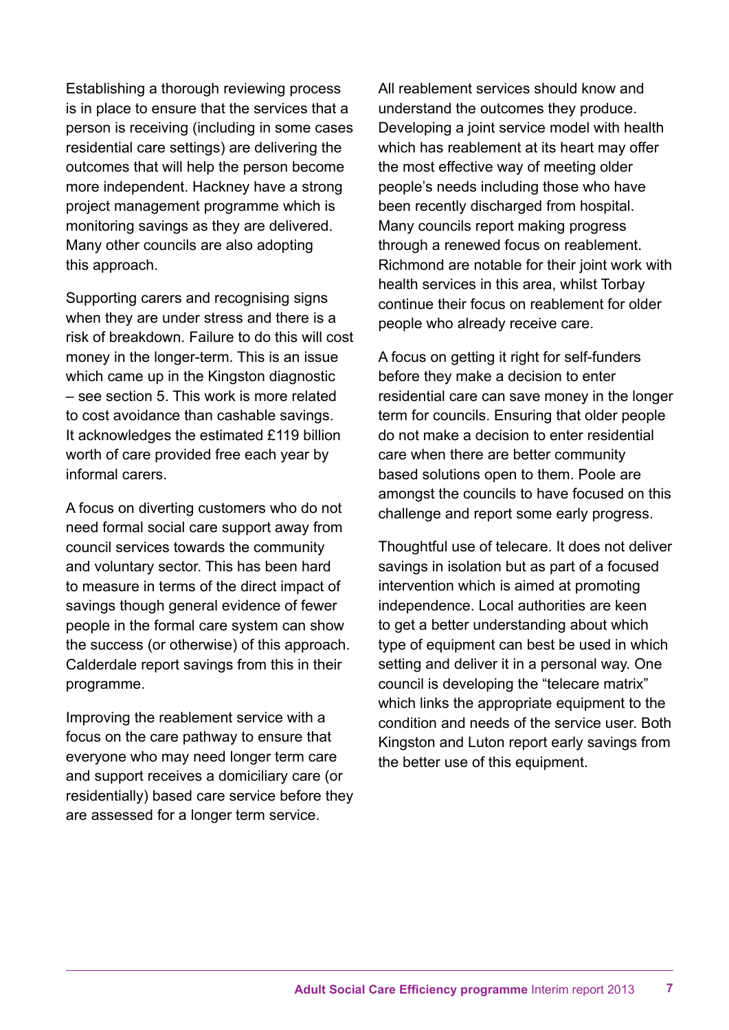Establishing a thorough reviewing process is in place to ensure that the services that a person is receiving (including in some cases residential care settings) are delivering the outcomes that will help the person become more independent. Hackney have a strong project management programme which is monitoring savings as they are delivered. Many other councils are also adopting this approach.

Supporting carers and recognising signs when they are under stress and there is a risk of breakdown. Failure to do this will cost money in the longer-term. This is an issue which came up in the Kingston diagnostic – see section 5. This work is more related to cost avoidance than cashable savings. It acknowledges the estimated £119 billion worth of care provided free each year by informal carers.

A focus on diverting customers who do not need formal social care support away from council services towards the community and voluntary sector. This has been hard to measure in terms of the direct impact of savings though general evidence of fewer people in the formal care system can show the success (or otherwise) of this approach. Calderdale report savings from this in their programme.

Improving the reablement service with a focus on the care pathway to ensure that everyone who may need longer term care and support receives a domiciliary care (or residentially) based care service before they are assessed for a longer term service.

All reablement services should know and understand the outcomes they produce. Developing a joint service model with health which has reablement at its heart may offer the most effective way of meeting older people's needs including those who have been recently discharged from hospital. Many councils report making progress through a renewed focus on reablement. Richmond are notable for their joint work with health services in this area, whilst Torbay continue their focus on reablement for older people who already receive care.

A focus on getting it right for self-funders before they make a decision to enter residential care can save money in the longer term for councils. Ensuring that older people do not make a decision to enter residential care when there are better community based solutions open to them. Poole are amongst the councils to have focused on this challenge and report some early progress.

Thoughtful use of telecare. It does not deliver savings in isolation but as part of a focused intervention which is aimed at promoting independence. Local authorities are keen to get a better understanding about which type of equipment can best be used in which setting and deliver it in a personal way. One council is developing the "telecare matrix" which links the appropriate equipment to the condition and needs of the service user. Both Kingston and Luton report early savings from the better use of this equipment.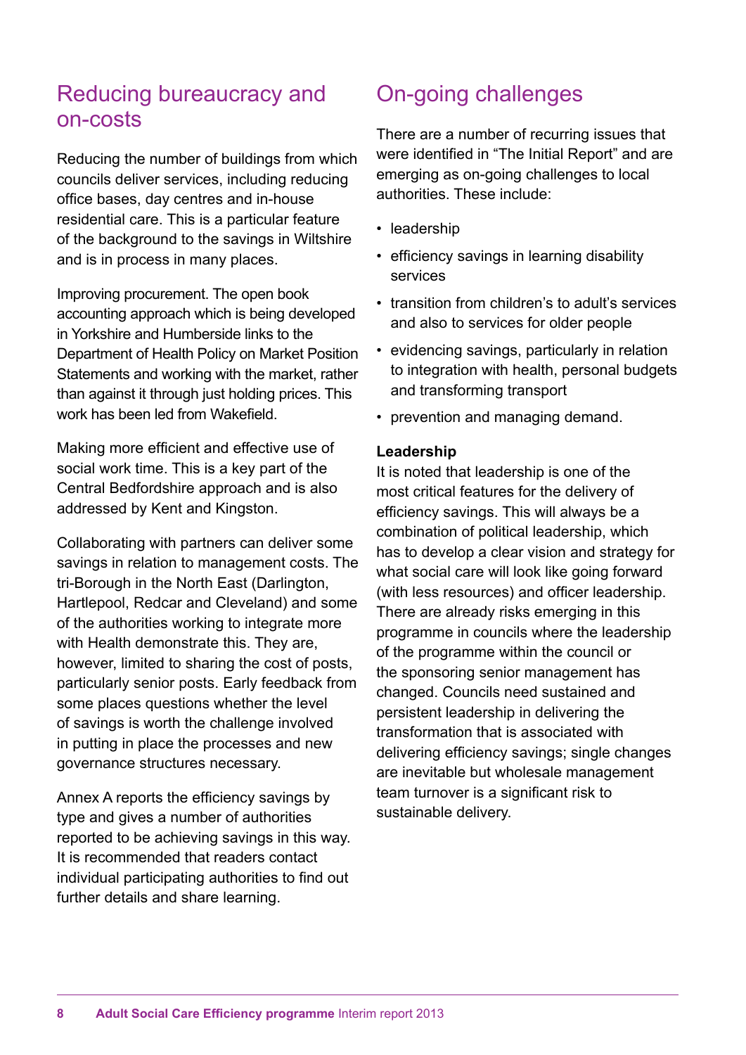## Reducing bureaucracy and on-costs

Reducing the number of buildings from which councils deliver services, including reducing office bases, day centres and in-house residential care. This is a particular feature of the background to the savings in Wiltshire and is in process in many places.

Improving procurement. The open book accounting approach which is being developed in Yorkshire and Humberside links to the Department of Health Policy on Market Position Statements and working with the market, rather than against it through just holding prices. This work has been led from Wakefield.

Making more efficient and effective use of social work time. This is a key part of the Central Bedfordshire approach and is also addressed by Kent and Kingston.

Collaborating with partners can deliver some savings in relation to management costs. The tri-Borough in the North East (Darlington, Hartlepool, Redcar and Cleveland) and some of the authorities working to integrate more with Health demonstrate this. They are, however, limited to sharing the cost of posts, particularly senior posts. Early feedback from some places questions whether the level of savings is worth the challenge involved in putting in place the processes and new governance structures necessary.

Annex A reports the efficiency savings by type and gives a number of authorities reported to be achieving savings in this way. It is recommended that readers contact individual participating authorities to find out further details and share learning.

## On-going challenges

There are a number of recurring issues that were identified in "The Initial Report" and are emerging as on-going challenges to local authorities. These include:

- leadership
- efficiency savings in learning disability services
- transition from children's to adult's services and also to services for older people
- evidencing savings, particularly in relation to integration with health, personal budgets and transforming transport
- prevention and managing demand.

**Leadership**

It is noted that leadership is one of the most critical features for the delivery of efficiency savings. This will always be a combination of political leadership, which has to develop a clear vision and strategy for what social care will look like going forward (with less resources) and officer leadership. There are already risks emerging in this programme in councils where the leadership of the programme within the council or the sponsoring senior management has changed. Councils need sustained and persistent leadership in delivering the transformation that is associated with delivering efficiency savings; single changes are inevitable but wholesale management team turnover is a significant risk to sustainable delivery.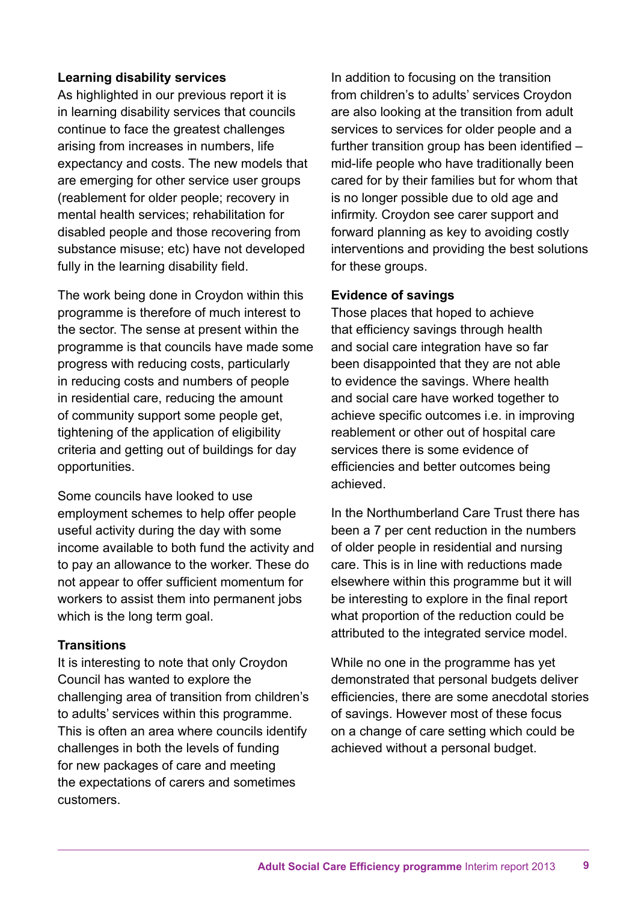### Learning disability services

As highlighted in our previous report it is in learning disability services that councils continue to face the greatest challenges arising from increases in numbers, life expectancy and costs. The new models that are emerging for other service user groups (reablement for older people; recovery in mental health services; rehabilitation for disabled people and those recovering from substance misuse; etc) have not developed fully in the learning disability field.

The work being done in Croydon within this programme is therefore of much interest to the sector. The sense at present within the programme is that councils have made some progress with reducing costs, particularly in reducing costs and numbers of people in residential care, reducing the amount of community support some people get, tightening of the application of eligibility criteria and getting out of buildings for day opportunities.

Some councils have looked to use employment schemes to help offer people useful activity during the day with some income available to both fund the activity and to pay an allowance to the worker. These do not appear to offer sufficient momentum for workers to assist them into permanent jobs which is the long term goal.

### Transitions

It is interesting to note that only Croydon Council has wanted to explore the challenging area of transition from children's to adults' services within this programme. This is often an area where councils identify challenges in both the levels of funding for new packages of care and meeting the expectations of carers and sometimes customers.

In addition to focusing on the transition from children's to adults' services Croydon are also looking at the transition from adult services to services for older people and a further transition group has been identified – mid-life people who have traditionally been cared for by their families but for whom that is no longer possible due to old age and infirmity. Croydon see carer support and forward planning as key to avoiding costly interventions and providing the best solutions for these groups.

### Evidence of savings

Those places that hoped to achieve that efficiency savings through health and social care integration have so far been disappointed that they are not able to evidence the savings. Where health and social care have worked together to achieve specific outcomes i.e. in improving reablement or other out of hospital care services there is some evidence of efficiencies and better outcomes being achieved.

In the Northumberland Care Trust there has been a 7 per cent reduction in the numbers of older people in residential and nursing care. This is in line with reductions made elsewhere within this programme but it will be interesting to explore in the final report what proportion of the reduction could be attributed to the integrated service model.

While no one in the programme has yet demonstrated that personal budgets deliver efficiencies, there are some anecdotal stories of savings. However most of these focus on a change of care setting which could be achieved without a personal budget.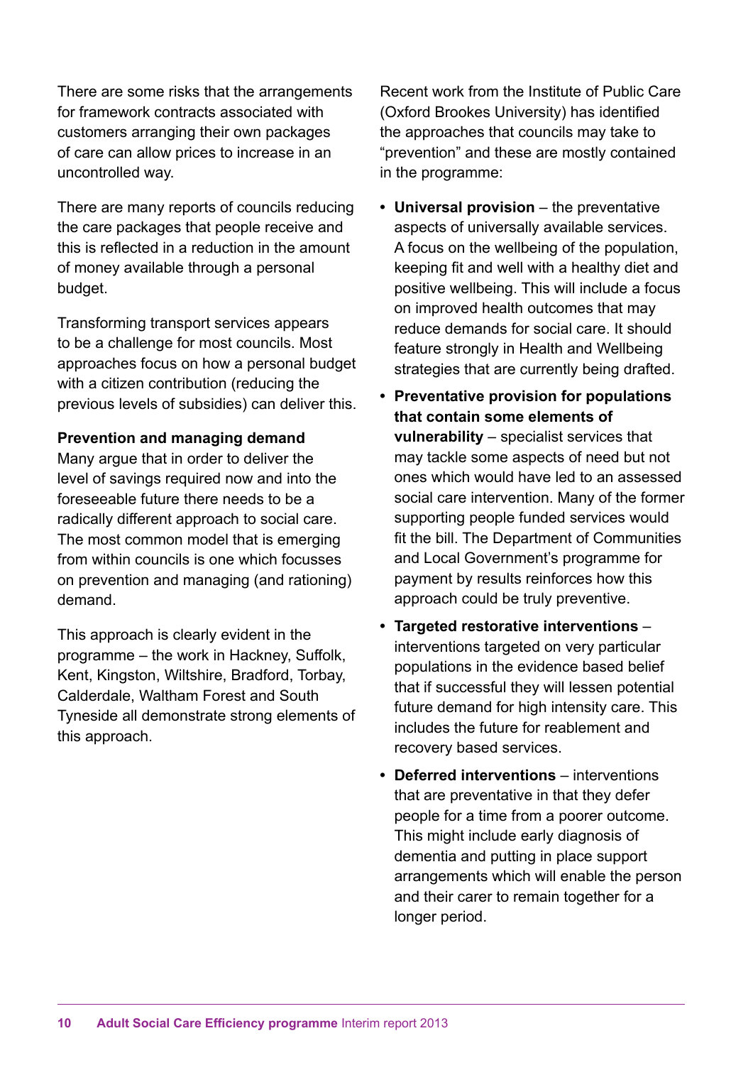There are some risks that the arrangements for framework contracts associated with customers arranging their own packages of care can allow prices to increase in an uncontrolled way.

There are many reports of councils reducing the care packages that people receive and this is reflected in a reduction in the amount of money available through a personal budget.

Transforming transport services appears to be a challenge for most councils. Most approaches focus on how a personal budget with a citizen contribution (reducing the previous levels of subsidies) can deliver this.

**Prevention and managing demand**

Many argue that in order to deliver the level of savings required now and into the foreseeable future there needs to be a radically different approach to social care. The most common model that is emerging from within councils is one which focusses on prevention and managing (and rationing) demand.

This approach is clearly evident in the programme – the work in Hackney, Suffolk, Kent, Kingston, Wiltshire, Bradford, Torbay, Calderdale, Waltham Forest and South Tyneside all demonstrate strong elements of this approach.

Recent work from the Institute of Public Care (Oxford Brookes University) has identified the approaches that councils may take to "prevention" and these are mostly contained in the programme:

- **Universal provision** – the preventative aspects of universally available services. A focus on the wellbeing of the population, keeping fit and well with a healthy diet and positive wellbeing. This will include a focus on improved health outcomes that may reduce demands for social care. It should feature strongly in Health and Wellbeing strategies that are currently being drafted.
- **Preventative provision for populations that contain some elements of vulnerability** – specialist services that may tackle some aspects of need but not ones which would have led to an assessed social care intervention. Many of the former supporting people funded services would fit the bill. The Department of Communities and Local Government's programme for payment by results reinforces how this approach could be truly preventive.
- **Targeted restorative interventions** – interventions targeted on very particular populations in the evidence based belief that if successful they will lessen potential future demand for high intensity care. This includes the future for reablement and recovery based services.
- **Deferred interventions** – interventions that are preventative in that they defer people for a time from a poorer outcome. This might include early diagnosis of dementia and putting in place support arrangements which will enable the person and their carer to remain together for a longer period.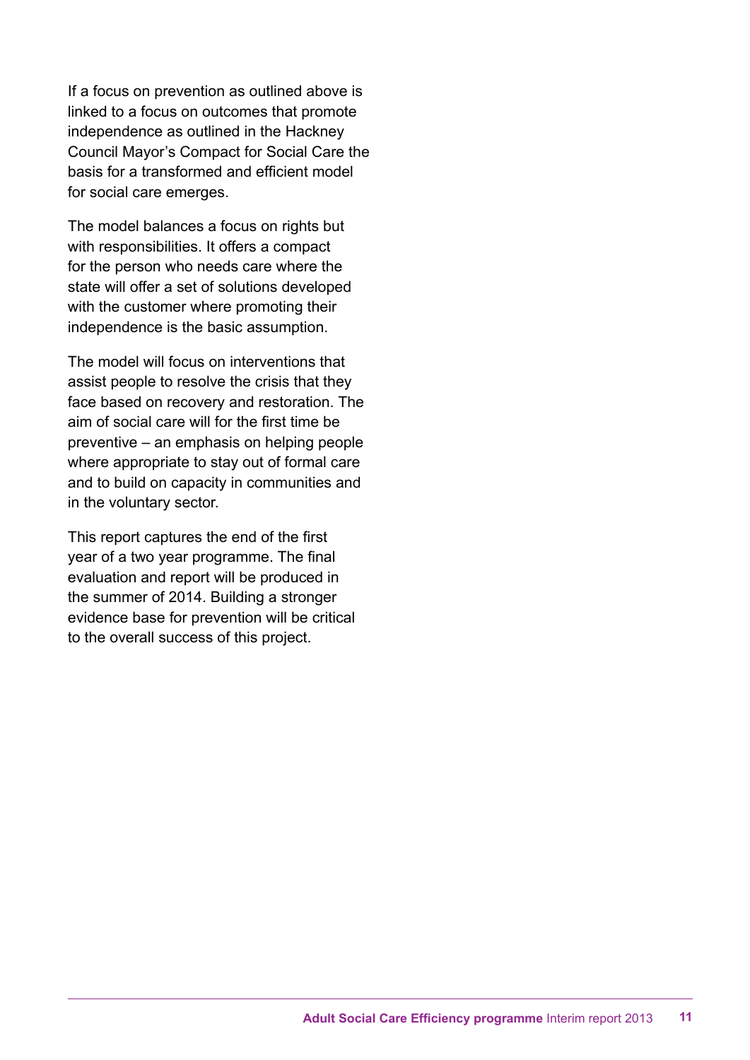If a focus on prevention as outlined above is linked to a focus on outcomes that promote independence as outlined in the Hackney Council Mayor's Compact for Social Care the basis for a transformed and efficient model for social care emerges.

The model balances a focus on rights but with responsibilities. It offers a compact for the person who needs care where the state will offer a set of solutions developed with the customer where promoting their independence is the basic assumption.

The model will focus on interventions that assist people to resolve the crisis that they face based on recovery and restoration. The aim of social care will for the first time be preventive – an emphasis on helping people where appropriate to stay out of formal care and to build on capacity in communities and in the voluntary sector.

This report captures the end of the first year of a two year programme. The final evaluation and report will be produced in the summer of 2014. Building a stronger evidence base for prevention will be critical to the overall success of this project.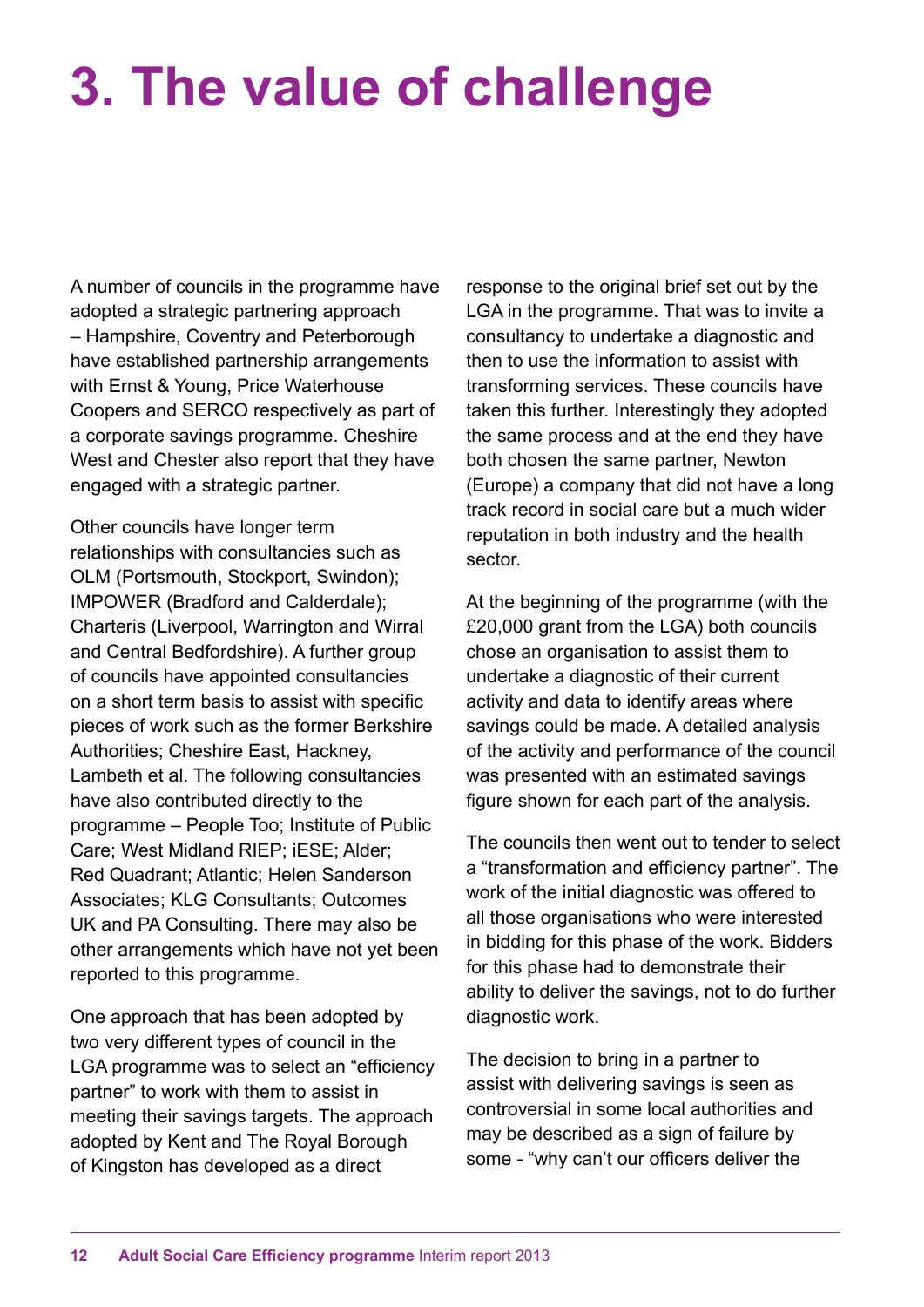# 3. The value of challenge

A number of councils in the programme have adopted a strategic partnering approach – Hampshire, Coventry and Peterborough have established partnership arrangements with Ernst & Young, Price Waterhouse Coopers and SERCO respectively as part of a corporate savings programme. Cheshire West and Chester also report that they have engaged with a strategic partner.

Other councils have longer term relationships with consultancies such as OLM (Portsmouth, Stockport, Swindon); IMPOWER (Bradford and Calderdale); Charteris (Liverpool, Warrington and Wirral and Central Bedfordshire). A further group of councils have appointed consultancies on a short term basis to assist with specific pieces of work such as the former Berkshire Authorities; Cheshire East, Hackney, Lambeth et al. The following consultancies have also contributed directly to the programme – People Too; Institute of Public Care; West Midland RIEP; iESE; Alder; Red Quadrant; Atlantic; Helen Sanderson Associates; KLG Consultants; Outcomes UK and PA Consulting. There may also be other arrangements which have not yet been reported to this programme.

One approach that has been adopted by two very different types of council in the LGA programme was to select an "efficiency partner" to work with them to assist in meeting their savings targets. The approach adopted by Kent and The Royal Borough of Kingston has developed as a direct response to the original brief set out by the LGA in the programme. That was to invite a consultancy to undertake a diagnostic and then to use the information to assist with transforming services. These councils have taken this further. Interestingly they adopted the same process and at the end they have both chosen the same partner, Newton (Europe) a company that did not have a long track record in social care but a much wider reputation in both industry and the health sector.

At the beginning of the programme (with the £20,000 grant from the LGA) both councils chose an organisation to assist them to undertake a diagnostic of their current activity and data to identify areas where savings could be made. A detailed analysis of the activity and performance of the council was presented with an estimated savings figure shown for each part of the analysis.

The councils then went out to tender to select a "transformation and efficiency partner". The work of the initial diagnostic was offered to all those organisations who were interested in bidding for this phase of the work. Bidders for this phase had to demonstrate their ability to deliver the savings, not to do further diagnostic work.

The decision to bring in a partner to assist with delivering savings is seen as controversial in some local authorities and may be described as a sign of failure by some - "why can't our officers deliver the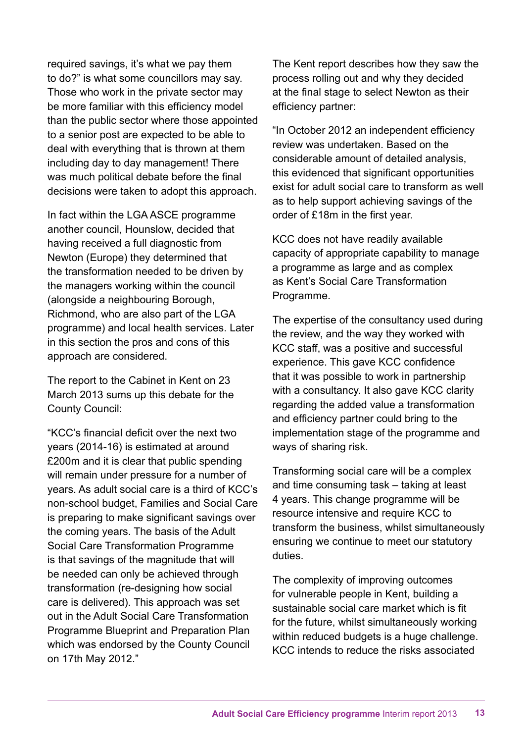required savings, it's what we pay them to do?" is what some councillors may say. Those who work in the private sector may be more familiar with this efficiency model than the public sector where those appointed to a senior post are expected to be able to deal with everything that is thrown at them including day to day management! There was much political debate before the final decisions were taken to adopt this approach.

In fact within the LGA ASCE programme another council, Hounslow, decided that having received a full diagnostic from Newton (Europe) they determined that the transformation needed to be driven by the managers working within the council (alongside a neighbouring Borough, Richmond, who are also part of the LGA programme) and local health services. Later in this section the pros and cons of this approach are considered.

The report to the Cabinet in Kent on 23 March 2013 sums up this debate for the County Council:

"KCC's financial deficit over the next two years (2014-16) is estimated at around £200m and it is clear that public spending will remain under pressure for a number of years. As adult social care is a third of KCC's non-school budget, Families and Social Care is preparing to make significant savings over the coming years. The basis of the Adult Social Care Transformation Programme is that savings of the magnitude that will be needed can only be achieved through transformation (re-designing how social care is delivered). This approach was set out in the Adult Social Care Transformation Programme Blueprint and Preparation Plan which was endorsed by the County Council on 17th May 2012."

The Kent report describes how they saw the process rolling out and why they decided at the final stage to select Newton as their efficiency partner:

"In October 2012 an independent efficiency review was undertaken. Based on the considerable amount of detailed analysis, this evidenced that significant opportunities exist for adult social care to transform as well as to help support achieving savings of the order of £18m in the first year.

KCC does not have readily available capacity of appropriate capability to manage a programme as large and as complex as Kent's Social Care Transformation Programme.

The expertise of the consultancy used during the review, and the way they worked with KCC staff, was a positive and successful experience. This gave KCC confidence that it was possible to work in partnership with a consultancy. It also gave KCC clarity regarding the added value a transformation and efficiency partner could bring to the implementation stage of the programme and ways of sharing risk.

Transforming social care will be a complex and time consuming task – taking at least 4 years. This change programme will be resource intensive and require KCC to transform the business, whilst simultaneously ensuring we continue to meet our statutory duties.

The complexity of improving outcomes for vulnerable people in Kent, building a sustainable social care market which is fit for the future, whilst simultaneously working within reduced budgets is a huge challenge. KCC intends to reduce the risks associated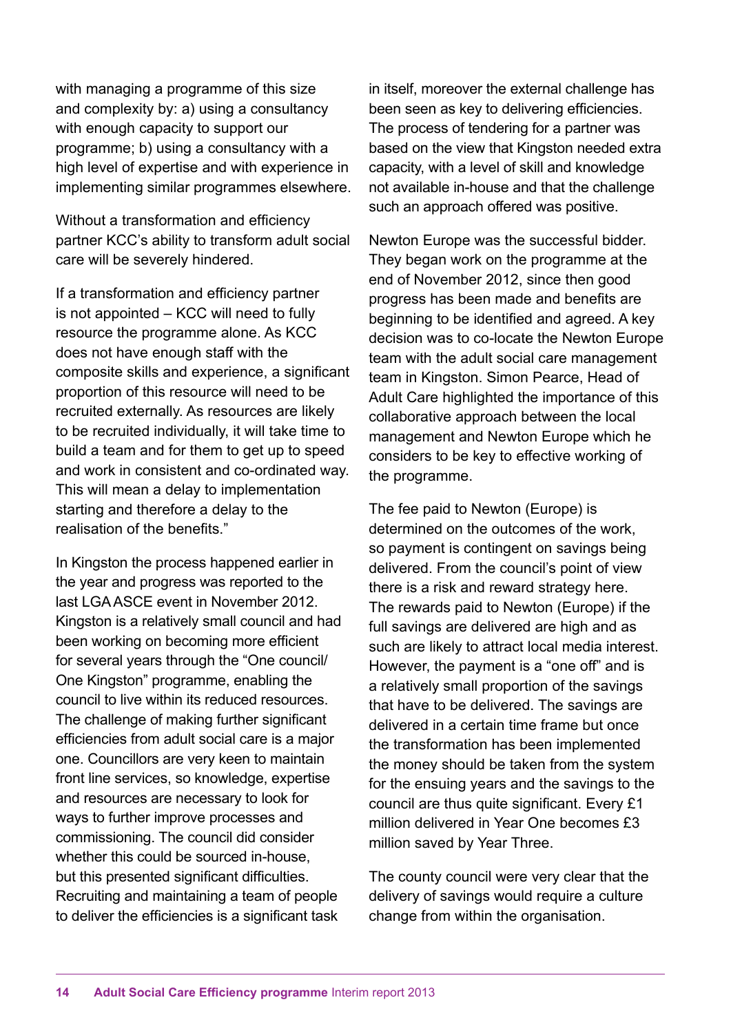with managing a programme of this size and complexity by: a) using a consultancy with enough capacity to support our programme; b) using a consultancy with a high level of expertise and with experience in implementing similar programmes elsewhere.

Without a transformation and efficiency partner KCC's ability to transform adult social care will be severely hindered.

If a transformation and efficiency partner is not appointed – KCC will need to fully resource the programme alone. As KCC does not have enough staff with the composite skills and experience, a significant proportion of this resource will need to be recruited externally. As resources are likely to be recruited individually, it will take time to build a team and for them to get up to speed and work in consistent and co-ordinated way. This will mean a delay to implementation starting and therefore a delay to the realisation of the benefits."

In Kingston the process happened earlier in the year and progress was reported to the last LGA ASCE event in November 2012. Kingston is a relatively small council and had been working on becoming more efficient for several years through the "One council/ One Kingston" programme, enabling the council to live within its reduced resources. The challenge of making further significant efficiencies from adult social care is a major one. Councillors are very keen to maintain front line services, so knowledge, expertise and resources are necessary to look for ways to further improve processes and commissioning. The council did consider whether this could be sourced in-house, but this presented significant difficulties. Recruiting and maintaining a team of people to deliver the efficiencies is a significant task in itself, moreover the external challenge has been seen as key to delivering efficiencies. The process of tendering for a partner was based on the view that Kingston needed extra capacity, with a level of skill and knowledge not available in-house and that the challenge such an approach offered was positive.

Newton Europe was the successful bidder. They began work on the programme at the end of November 2012, since then good progress has been made and benefits are beginning to be identified and agreed. A key decision was to co-locate the Newton Europe team with the adult social care management team in Kingston. Simon Pearce, Head of Adult Care highlighted the importance of this collaborative approach between the local management and Newton Europe which he considers to be key to effective working of the programme.

The fee paid to Newton (Europe) is determined on the outcomes of the work, so payment is contingent on savings being delivered. From the council's point of view there is a risk and reward strategy here. The rewards paid to Newton (Europe) if the full savings are delivered are high and as such are likely to attract local media interest. However, the payment is a "one off" and is a relatively small proportion of the savings that have to be delivered. The savings are delivered in a certain time frame but once the transformation has been implemented the money should be taken from the system for the ensuing years and the savings to the council are thus quite significant. Every £1 million delivered in Year One becomes £3 million saved by Year Three.

The county council were very clear that the delivery of savings would require a culture change from within the organisation.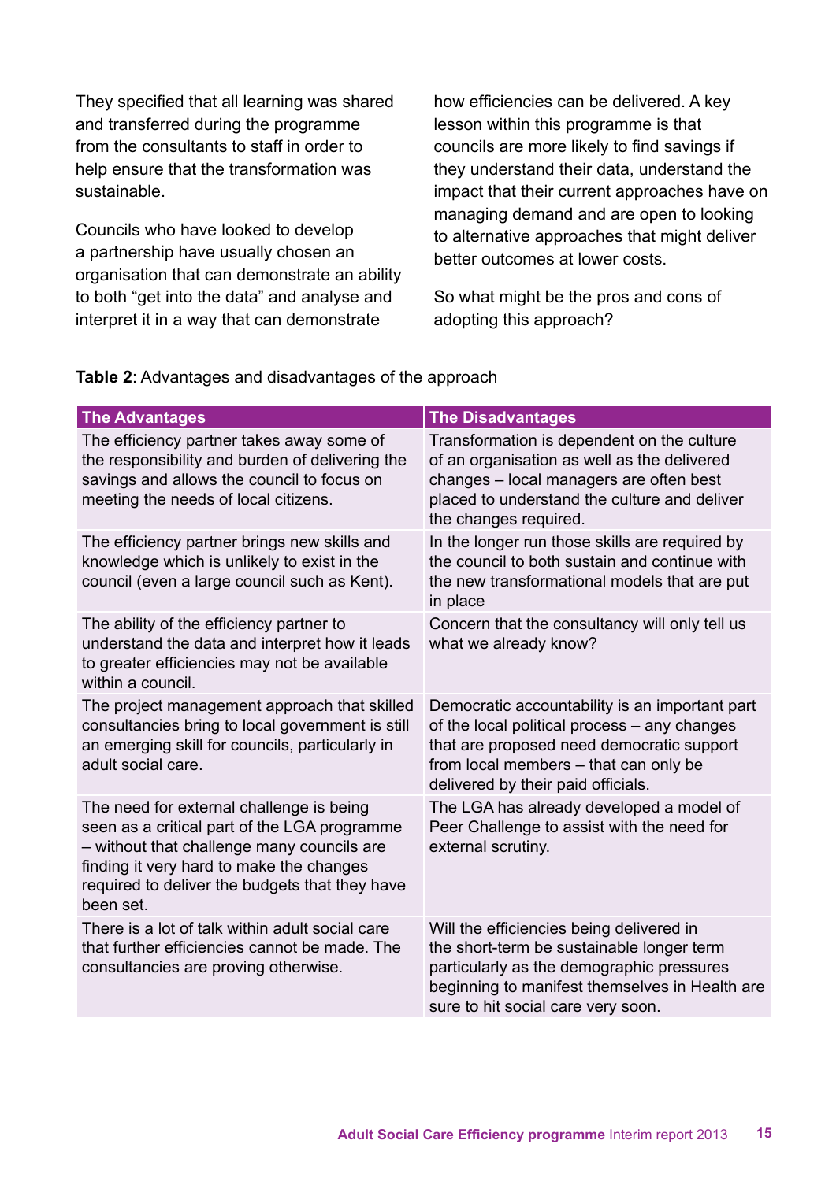They specified that all learning was shared and transferred during the programme from the consultants to staff in order to help ensure that the transformation was sustainable.

Councils who have looked to develop a partnership have usually chosen an organisation that can demonstrate an ability to both "get into the data" and analyse and interpret it in a way that can demonstrate how efficiencies can be delivered. A key lesson within this programme is that councils are more likely to find savings if they understand their data, understand the impact that their current approaches have on managing demand and are open to looking to alternative approaches that might deliver better outcomes at lower costs.

So what might be the pros and cons of adopting this approach?

**Table 2**: Advantages and disadvantages of the approach

| The Advantages | The Disadvantages |
|---|---|
| The efficiency partner takes away some of the responsibility and burden of delivering the savings and allows the council to focus on meeting the needs of local citizens. | Transformation is dependent on the culture of an organisation as well as the delivered changes – local managers are often best placed to understand the culture and deliver the changes required. |
| The efficiency partner brings new skills and knowledge which is unlikely to exist in the council (even a large council such as Kent). | In the longer run those skills are required by the council to both sustain and continue with the new transformational models that are put in place |
| The ability of the efficiency partner to understand the data and interpret how it leads to greater efficiencies may not be available within a council. | Concern that the consultancy will only tell us what we already know? |
| The project management approach that skilled consultancies bring to local government is still an emerging skill for councils, particularly in adult social care. | Democratic accountability is an important part of the local political process – any changes that are proposed need democratic support from local members – that can only be delivered by their paid officials. |
| The need for external challenge is being seen as a critical part of the LGA programme – without that challenge many councils are finding it very hard to make the changes required to deliver the budgets that they have been set. | The LGA has already developed a model of Peer Challenge to assist with the need for external scrutiny. |
| There is a lot of talk within adult social care that further efficiencies cannot be made. The consultancies are proving otherwise. | Will the efficiencies being delivered in the short-term be sustainable longer term particularly as the demographic pressures beginning to manifest themselves in Health are sure to hit social care very soon. |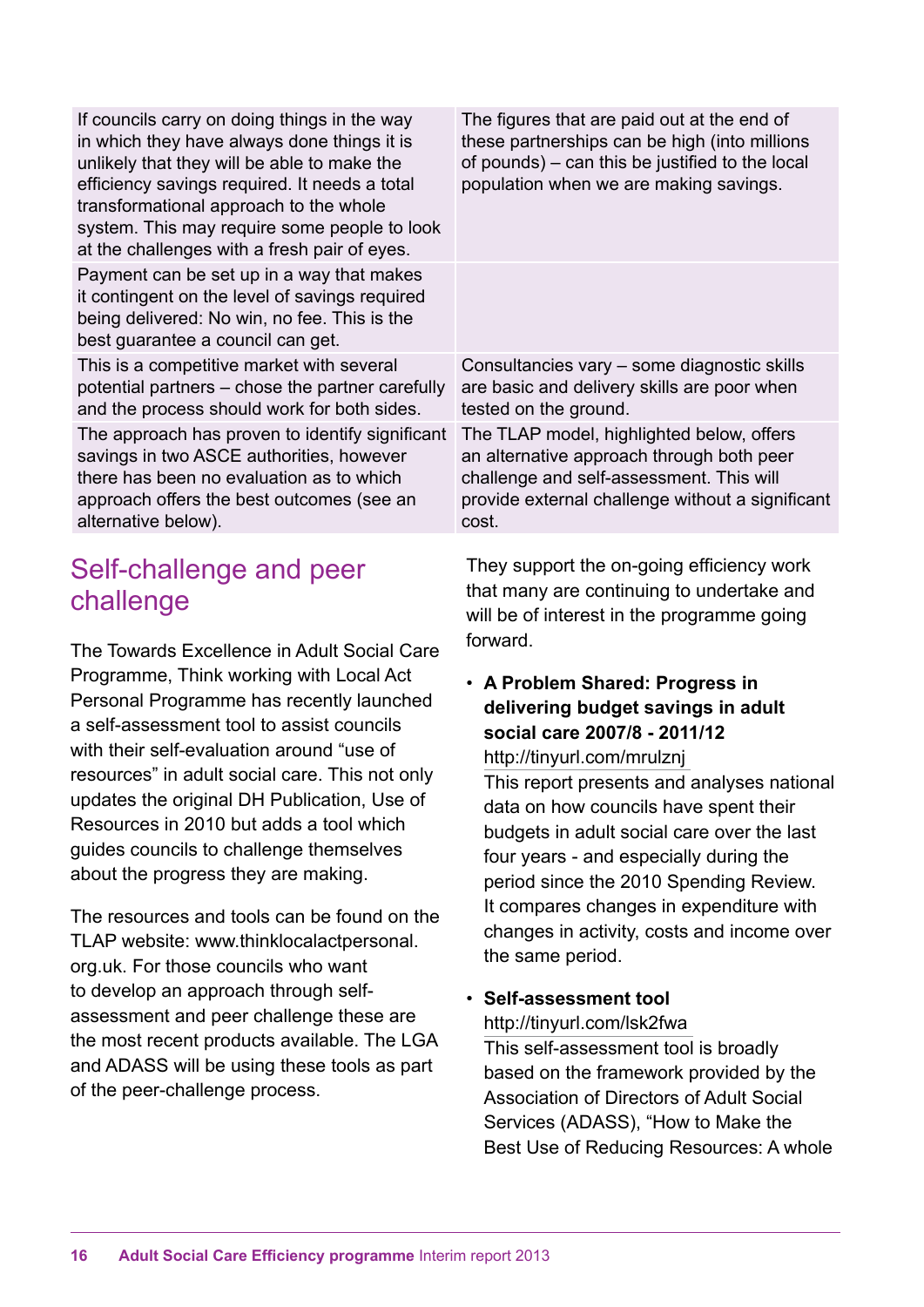| | |
|---|---|
| If councils carry on doing things in the way in which they have always done things it is unlikely that they will be able to make the efficiency savings required. It needs a total transformational approach to the whole system. This may require some people to look at the challenges with a fresh pair of eyes. | The figures that are paid out at the end of these partnerships can be high (into millions of pounds) – can this be justified to the local population when we are making savings. |
| Payment can be set up in a way that makes it contingent on the level of savings required being delivered: No win, no fee. This is the best guarantee a council can get. | |
| This is a competitive market with several potential partners – chose the partner carefully and the process should work for both sides. | Consultancies vary – some diagnostic skills are basic and delivery skills are poor when tested on the ground. |
| The approach has proven to identify significant savings in two ASCE authorities, however there has been no evaluation as to which approach offers the best outcomes (see an alternative below). | The TLAP model, highlighted below, offers an alternative approach through both peer challenge and self-assessment. This will provide external challenge without a significant cost. |

## Self-challenge and peer challenge

The Towards Excellence in Adult Social Care Programme, Think working with Local Act Personal Programme has recently launched a self-assessment tool to assist councils with their self-evaluation around "use of resources" in adult social care. This not only updates the original DH Publication, Use of Resources in 2010 but adds a tool which guides councils to challenge themselves about the progress they are making.

The resources and tools can be found on the TLAP website: www.thinklocalactpersonal.org.uk. For those councils who want to develop an approach through self-assessment and peer challenge these are the most recent products available. The LGA and ADASS will be using these tools as part of the peer-challenge process.

They support the on-going efficiency work that many are continuing to undertake and will be of interest in the programme going forward.

- **A Problem Shared: Progress in delivering budget savings in adult social care 2007/8 - 2011/12**
  http://tinyurl.com/mrulznj
  This report presents and analyses national data on how councils have spent their budgets in adult social care over the last four years - and especially during the period since the 2010 Spending Review. It compares changes in expenditure with changes in activity, costs and income over the same period.

- **Self-assessment tool**
  http://tinyurl.com/lsk2fwa
  This self-assessment tool is broadly based on the framework provided by the Association of Directors of Adult Social Services (ADASS), "How to Make the Best Use of Reducing Resources: A whole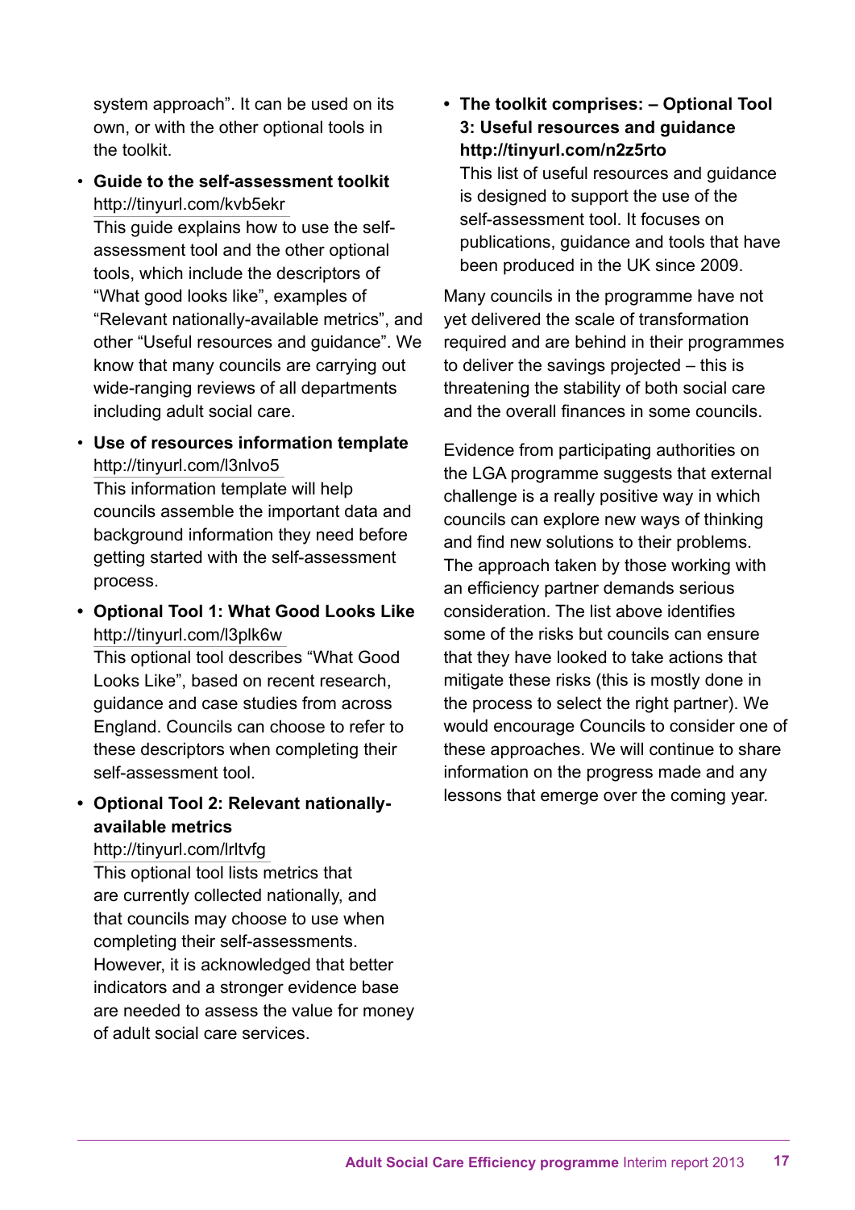system approach". It can be used on its own, or with the other optional tools in the toolkit.

- **Guide to the self-assessment toolkit**
  http://tinyurl.com/kvb5ekr
  This guide explains how to use the self-assessment tool and the other optional tools, which include the descriptors of "What good looks like", examples of "Relevant nationally-available metrics", and other "Useful resources and guidance". We know that many councils are carrying out wide-ranging reviews of all departments including adult social care.

- **Use of resources information template**
  http://tinyurl.com/l3nlvo5
  This information template will help councils assemble the important data and background information they need before getting started with the self-assessment process.

- **Optional Tool 1: What Good Looks Like**
  http://tinyurl.com/l3plk6w
  This optional tool describes "What Good Looks Like", based on recent research, guidance and case studies from across England. Councils can choose to refer to these descriptors when completing their self-assessment tool.

- **Optional Tool 2: Relevant nationally-available metrics**
  http://tinyurl.com/lrltvfg
  This optional tool lists metrics that are currently collected nationally, and that councils may choose to use when completing their self-assessments. However, it is acknowledged that better indicators and a stronger evidence base are needed to assess the value for money of adult social care services.

- **The toolkit comprises: – Optional Tool 3: Useful resources and guidance http://tinyurl.com/n2z5rto**
  This list of useful resources and guidance is designed to support the use of the self-assessment tool. It focuses on publications, guidance and tools that have been produced in the UK since 2009.

Many councils in the programme have not yet delivered the scale of transformation required and are behind in their programmes to deliver the savings projected – this is threatening the stability of both social care and the overall finances in some councils.

Evidence from participating authorities on the LGA programme suggests that external challenge is a really positive way in which councils can explore new ways of thinking and find new solutions to their problems. The approach taken by those working with an efficiency partner demands serious consideration. The list above identifies some of the risks but councils can ensure that they have looked to take actions that mitigate these risks (this is mostly done in the process to select the right partner). We would encourage Councils to consider one of these approaches. We will continue to share information on the progress made and any lessons that emerge over the coming year.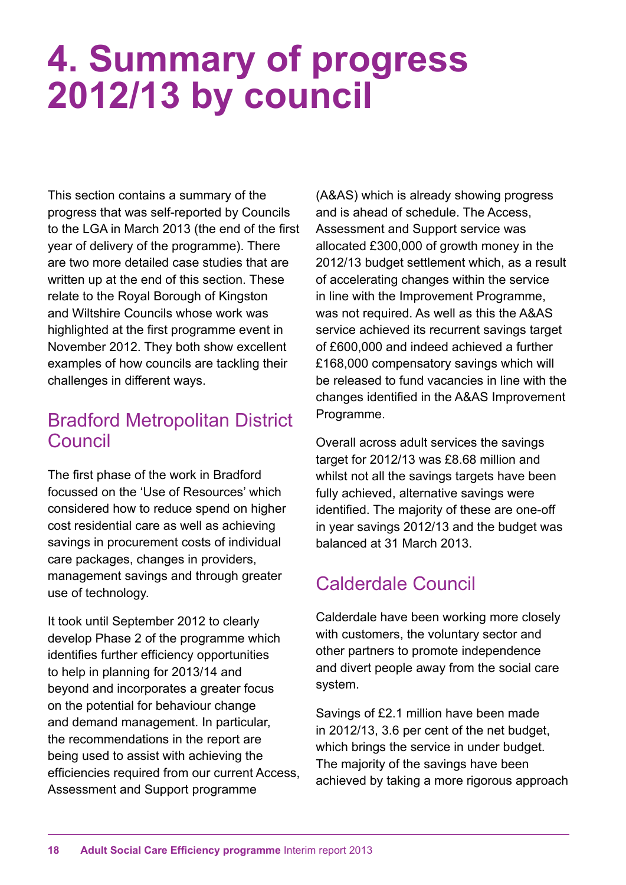# 4. Summary of progress 2012/13 by council

This section contains a summary of the progress that was self-reported by Councils to the LGA in March 2013 (the end of the first year of delivery of the programme). There are two more detailed case studies that are written up at the end of this section. These relate to the Royal Borough of Kingston and Wiltshire Councils whose work was highlighted at the first programme event in November 2012. They both show excellent examples of how councils are tackling their challenges in different ways.

## Bradford Metropolitan District Council

The first phase of the work in Bradford focussed on the 'Use of Resources' which considered how to reduce spend on higher cost residential care as well as achieving savings in procurement costs of individual care packages, changes in providers, management savings and through greater use of technology.

It took until September 2012 to clearly develop Phase 2 of the programme which identifies further efficiency opportunities to help in planning for 2013/14 and beyond and incorporates a greater focus on the potential for behaviour change and demand management. In particular, the recommendations in the report are being used to assist with achieving the efficiencies required from our current Access, Assessment and Support programme (A&AS) which is already showing progress and is ahead of schedule. The Access, Assessment and Support service was allocated £300,000 of growth money in the 2012/13 budget settlement which, as a result of accelerating changes within the service in line with the Improvement Programme, was not required. As well as this the A&AS service achieved its recurrent savings target of £600,000 and indeed achieved a further £168,000 compensatory savings which will be released to fund vacancies in line with the changes identified in the A&AS Improvement Programme.

Overall across adult services the savings target for 2012/13 was £8.68 million and whilst not all the savings targets have been fully achieved, alternative savings were identified. The majority of these are one-off in year savings 2012/13 and the budget was balanced at 31 March 2013.

## Calderdale Council

Calderdale have been working more closely with customers, the voluntary sector and other partners to promote independence and divert people away from the social care system.

Savings of £2.1 million have been made in 2012/13, 3.6 per cent of the net budget, which brings the service in under budget. The majority of the savings have been achieved by taking a more rigorous approach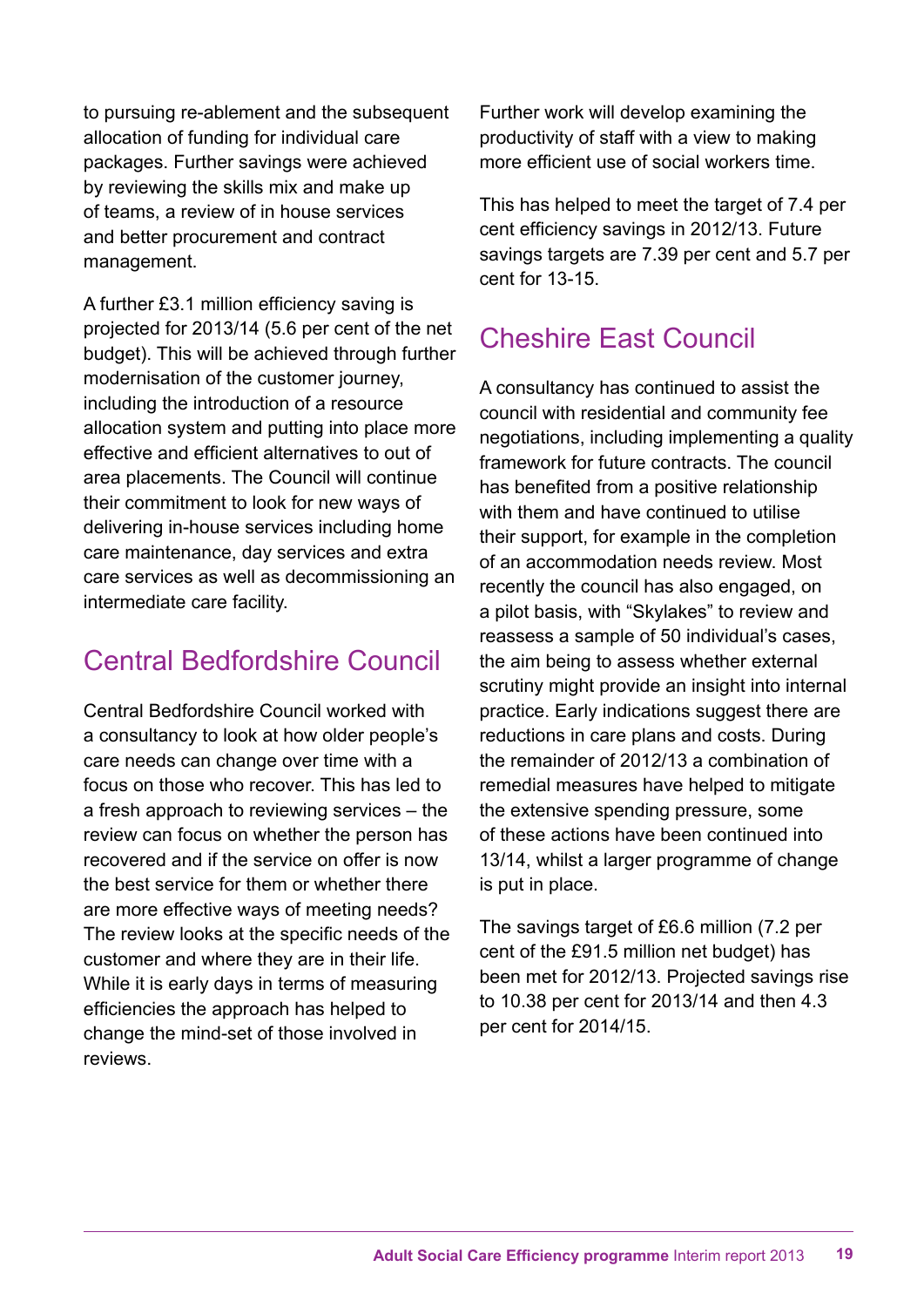to pursuing re-ablement and the subsequent allocation of funding for individual care packages. Further savings were achieved by reviewing the skills mix and make up of teams, a review of in house services and better procurement and contract management.

A further £3.1 million efficiency saving is projected for 2013/14 (5.6 per cent of the net budget). This will be achieved through further modernisation of the customer journey, including the introduction of a resource allocation system and putting into place more effective and efficient alternatives to out of area placements. The Council will continue their commitment to look for new ways of delivering in-house services including home care maintenance, day services and extra care services as well as decommissioning an intermediate care facility.

## Central Bedfordshire Council

Central Bedfordshire Council worked with a consultancy to look at how older people's care needs can change over time with a focus on those who recover. This has led to a fresh approach to reviewing services – the review can focus on whether the person has recovered and if the service on offer is now the best service for them or whether there are more effective ways of meeting needs? The review looks at the specific needs of the customer and where they are in their life. While it is early days in terms of measuring efficiencies the approach has helped to change the mind-set of those involved in reviews.

Further work will develop examining the productivity of staff with a view to making more efficient use of social workers time.

This has helped to meet the target of 7.4 per cent efficiency savings in 2012/13. Future savings targets are 7.39 per cent and 5.7 per cent for 13-15.

## Cheshire East Council

A consultancy has continued to assist the council with residential and community fee negotiations, including implementing a quality framework for future contracts. The council has benefited from a positive relationship with them and have continued to utilise their support, for example in the completion of an accommodation needs review. Most recently the council has also engaged, on a pilot basis, with "Skylakes" to review and reassess a sample of 50 individual's cases, the aim being to assess whether external scrutiny might provide an insight into internal practice. Early indications suggest there are reductions in care plans and costs. During the remainder of 2012/13 a combination of remedial measures have helped to mitigate the extensive spending pressure, some of these actions have been continued into 13/14, whilst a larger programme of change is put in place.

The savings target of £6.6 million (7.2 per cent of the £91.5 million net budget) has been met for 2012/13. Projected savings rise to 10.38 per cent for 2013/14 and then 4.3 per cent for 2014/15.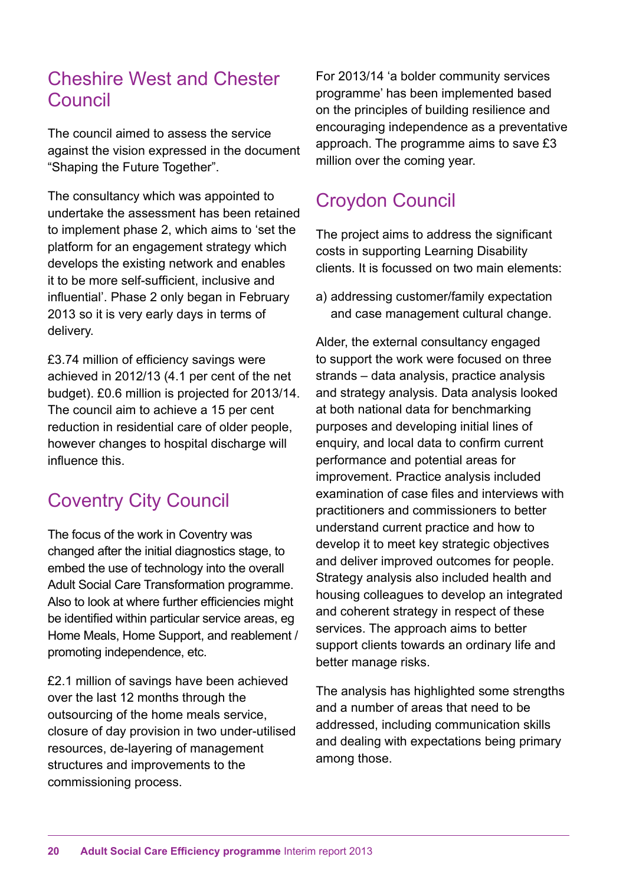## Cheshire West and Chester Council

The council aimed to assess the service against the vision expressed in the document "Shaping the Future Together".

The consultancy which was appointed to undertake the assessment has been retained to implement phase 2, which aims to 'set the platform for an engagement strategy which develops the existing network and enables it to be more self-sufficient, inclusive and influential'. Phase 2 only began in February 2013 so it is very early days in terms of delivery.

£3.74 million of efficiency savings were achieved in 2012/13 (4.1 per cent of the net budget). £0.6 million is projected for 2013/14. The council aim to achieve a 15 per cent reduction in residential care of older people, however changes to hospital discharge will influence this.

## Coventry City Council

The focus of the work in Coventry was changed after the initial diagnostics stage, to embed the use of technology into the overall Adult Social Care Transformation programme. Also to look at where further efficiencies might be identified within particular service areas, eg Home Meals, Home Support, and reablement / promoting independence, etc.

£2.1 million of savings have been achieved over the last 12 months through the outsourcing of the home meals service, closure of day provision in two under-utilised resources, de-layering of management structures and improvements to the commissioning process.

For 2013/14 'a bolder community services programme' has been implemented based on the principles of building resilience and encouraging independence as a preventative approach. The programme aims to save £3 million over the coming year.

## Croydon Council

The project aims to address the significant costs in supporting Learning Disability clients. It is focussed on two main elements:

a) addressing customer/family expectation and case management cultural change.

Alder, the external consultancy engaged to support the work were focused on three strands – data analysis, practice analysis and strategy analysis. Data analysis looked at both national data for benchmarking purposes and developing initial lines of enquiry, and local data to confirm current performance and potential areas for improvement. Practice analysis included examination of case files and interviews with practitioners and commissioners to better understand current practice and how to develop it to meet key strategic objectives and deliver improved outcomes for people. Strategy analysis also included health and housing colleagues to develop an integrated and coherent strategy in respect of these services. The approach aims to better support clients towards an ordinary life and better manage risks.

The analysis has highlighted some strengths and a number of areas that need to be addressed, including communication skills and dealing with expectations being primary among those.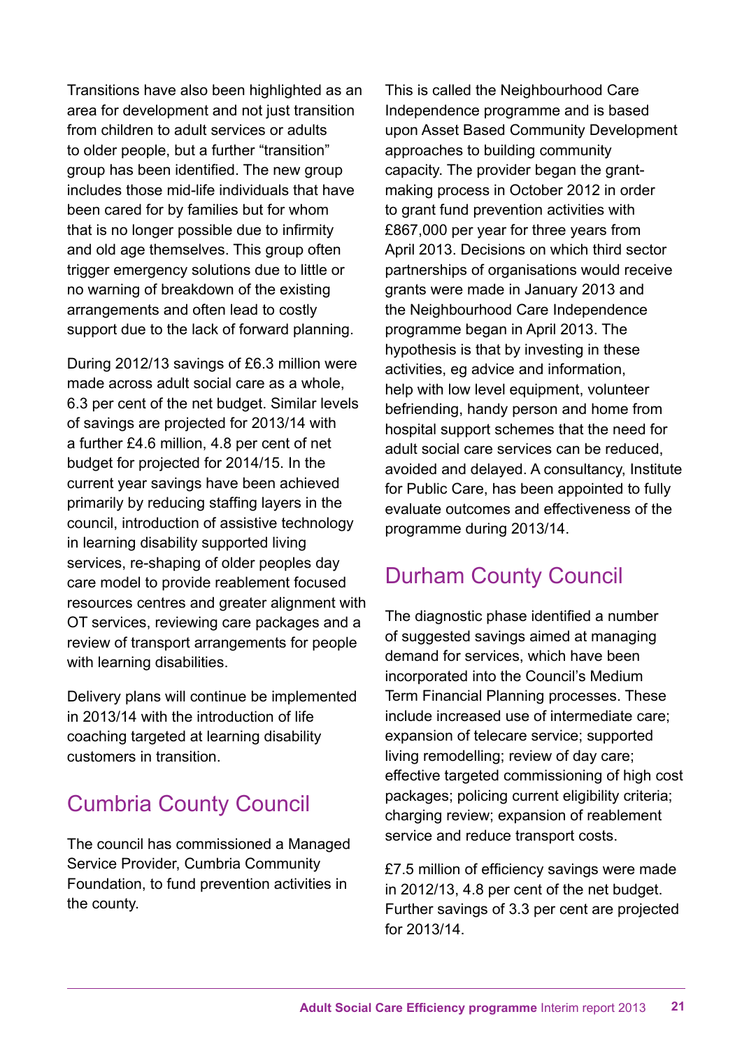Transitions have also been highlighted as an area for development and not just transition from children to adult services or adults to older people, but a further "transition" group has been identified. The new group includes those mid-life individuals that have been cared for by families but for whom that is no longer possible due to infirmity and old age themselves. This group often trigger emergency solutions due to little or no warning of breakdown of the existing arrangements and often lead to costly support due to the lack of forward planning.

During 2012/13 savings of £6.3 million were made across adult social care as a whole, 6.3 per cent of the net budget. Similar levels of savings are projected for 2013/14 with a further £4.6 million, 4.8 per cent of net budget for projected for 2014/15. In the current year savings have been achieved primarily by reducing staffing layers in the council, introduction of assistive technology in learning disability supported living services, re-shaping of older peoples day care model to provide reablement focused resources centres and greater alignment with OT services, reviewing care packages and a review of transport arrangements for people with learning disabilities.

Delivery plans will continue be implemented in 2013/14 with the introduction of life coaching targeted at learning disability customers in transition.

## Cumbria County Council

The council has commissioned a Managed Service Provider, Cumbria Community Foundation, to fund prevention activities in the county.

This is called the Neighbourhood Care Independence programme and is based upon Asset Based Community Development approaches to building community capacity. The provider began the grant-making process in October 2012 in order to grant fund prevention activities with £867,000 per year for three years from April 2013. Decisions on which third sector partnerships of organisations would receive grants were made in January 2013 and the Neighbourhood Care Independence programme began in April 2013. The hypothesis is that by investing in these activities, eg advice and information, help with low level equipment, volunteer befriending, handy person and home from hospital support schemes that the need for adult social care services can be reduced, avoided and delayed. A consultancy, Institute for Public Care, has been appointed to fully evaluate outcomes and effectiveness of the programme during 2013/14.

## Durham County Council

The diagnostic phase identified a number of suggested savings aimed at managing demand for services, which have been incorporated into the Council's Medium Term Financial Planning processes. These include increased use of intermediate care; expansion of telecare service; supported living remodelling; review of day care; effective targeted commissioning of high cost packages; policing current eligibility criteria; charging review; expansion of reablement service and reduce transport costs.

£7.5 million of efficiency savings were made in 2012/13, 4.8 per cent of the net budget. Further savings of 3.3 per cent are projected for 2013/14.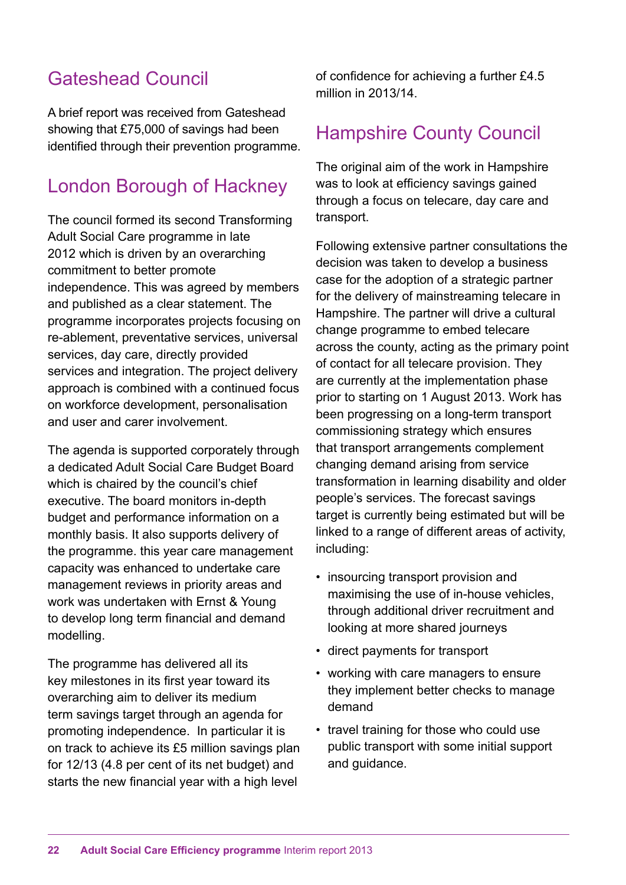## Gateshead Council

A brief report was received from Gateshead showing that £75,000 of savings had been identified through their prevention programme.

## London Borough of Hackney

The council formed its second Transforming Adult Social Care programme in late 2012 which is driven by an overarching commitment to better promote independence. This was agreed by members and published as a clear statement. The programme incorporates projects focusing on re-ablement, preventative services, universal services, day care, directly provided services and integration. The project delivery approach is combined with a continued focus on workforce development, personalisation and user and carer involvement.

The agenda is supported corporately through a dedicated Adult Social Care Budget Board which is chaired by the council's chief executive. The board monitors in-depth budget and performance information on a monthly basis. It also supports delivery of the programme. this year care management capacity was enhanced to undertake care management reviews in priority areas and work was undertaken with Ernst & Young to develop long term financial and demand modelling.

The programme has delivered all its key milestones in its first year toward its overarching aim to deliver its medium term savings target through an agenda for promoting independence. In particular it is on track to achieve its £5 million savings plan for 12/13 (4.8 per cent of its net budget) and starts the new financial year with a high level of confidence for achieving a further £4.5 million in 2013/14.

## Hampshire County Council

The original aim of the work in Hampshire was to look at efficiency savings gained through a focus on telecare, day care and transport.

Following extensive partner consultations the decision was taken to develop a business case for the adoption of a strategic partner for the delivery of mainstreaming telecare in Hampshire. The partner will drive a cultural change programme to embed telecare across the county, acting as the primary point of contact for all telecare provision. They are currently at the implementation phase prior to starting on 1 August 2013. Work has been progressing on a long-term transport commissioning strategy which ensures that transport arrangements complement changing demand arising from service transformation in learning disability and older people's services. The forecast savings target is currently being estimated but will be linked to a range of different areas of activity, including:

- insourcing transport provision and maximising the use of in-house vehicles, through additional driver recruitment and looking at more shared journeys
- direct payments for transport
- working with care managers to ensure they implement better checks to manage demand
- travel training for those who could use public transport with some initial support and guidance.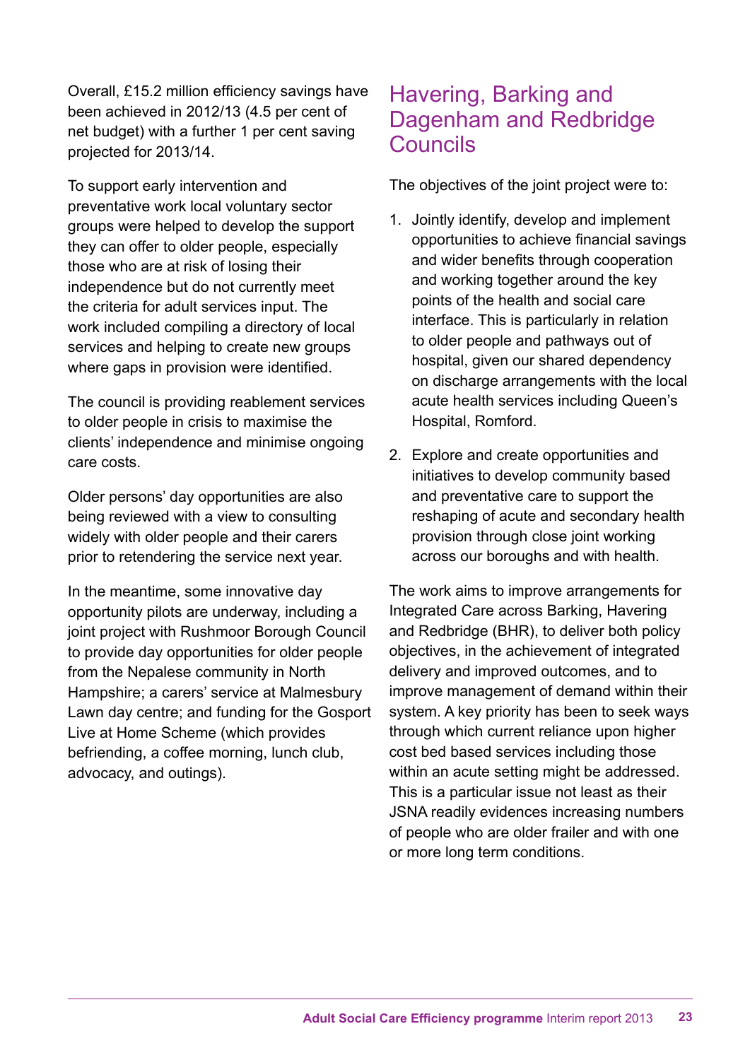Overall, £15.2 million efficiency savings have been achieved in 2012/13 (4.5 per cent of net budget) with a further 1 per cent saving projected for 2013/14.

To support early intervention and preventative work local voluntary sector groups were helped to develop the support they can offer to older people, especially those who are at risk of losing their independence but do not currently meet the criteria for adult services input. The work included compiling a directory of local services and helping to create new groups where gaps in provision were identified.

The council is providing reablement services to older people in crisis to maximise the clients' independence and minimise ongoing care costs.

Older persons' day opportunities are also being reviewed with a view to consulting widely with older people and their carers prior to retendering the service next year.

In the meantime, some innovative day opportunity pilots are underway, including a joint project with Rushmoor Borough Council to provide day opportunities for older people from the Nepalese community in North Hampshire; a carers' service at Malmesbury Lawn day centre; and funding for the Gosport Live at Home Scheme (which provides befriending, a coffee morning, lunch club, advocacy, and outings).

## Havering, Barking and Dagenham and Redbridge Councils

The objectives of the joint project were to:

1. Jointly identify, develop and implement opportunities to achieve financial savings and wider benefits through cooperation and working together around the key points of the health and social care interface. This is particularly in relation to older people and pathways out of hospital, given our shared dependency on discharge arrangements with the local acute health services including Queen's Hospital, Romford.

2. Explore and create opportunities and initiatives to develop community based and preventative care to support the reshaping of acute and secondary health provision through close joint working across our boroughs and with health.

The work aims to improve arrangements for Integrated Care across Barking, Havering and Redbridge (BHR), to deliver both policy objectives, in the achievement of integrated delivery and improved outcomes, and to improve management of demand within their system. A key priority has been to seek ways through which current reliance upon higher cost bed based services including those within an acute setting might be addressed. This is a particular issue not least as their JSNA readily evidences increasing numbers of people who are older frailer and with one or more long term conditions.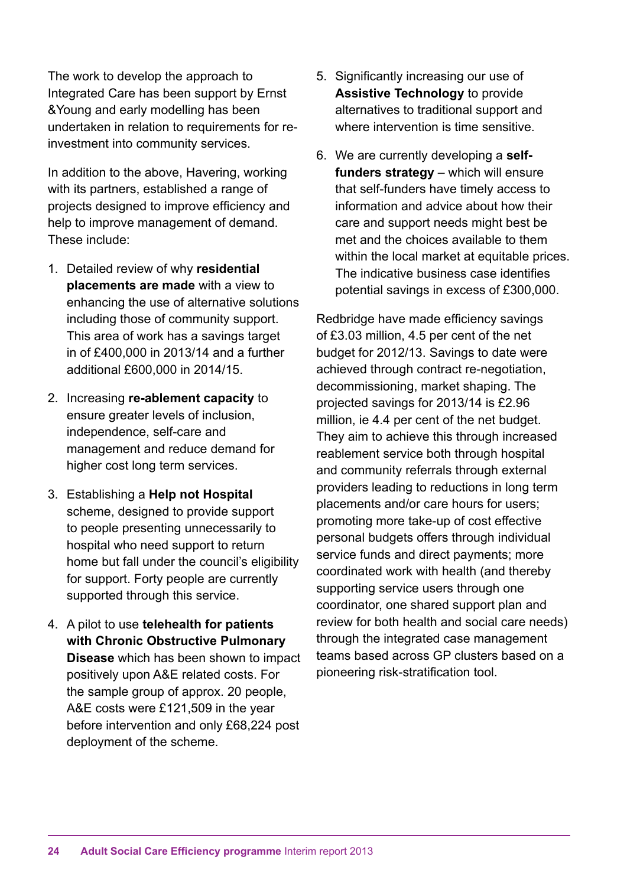The work to develop the approach to Integrated Care has been support by Ernst &Young and early modelling has been undertaken in relation to requirements for re-investment into community services.

In addition to the above, Havering, working with its partners, established a range of projects designed to improve efficiency and help to improve management of demand. These include:

1. Detailed review of why **residential placements are made** with a view to enhancing the use of alternative solutions including those of community support. This area of work has a savings target in of £400,000 in 2013/14 and a further additional £600,000 in 2014/15.
2. Increasing **re-ablement capacity** to ensure greater levels of inclusion, independence, self-care and management and reduce demand for higher cost long term services.
3. Establishing a **Help not Hospital** scheme, designed to provide support to people presenting unnecessarily to hospital who need support to return home but fall under the council's eligibility for support. Forty people are currently supported through this service.
4. A pilot to use **telehealth for patients with Chronic Obstructive Pulmonary Disease** which has been shown to impact positively upon A&E related costs. For the sample group of approx. 20 people, A&E costs were £121,509 in the year before intervention and only £68,224 post deployment of the scheme.
5. Significantly increasing our use of **Assistive Technology** to provide alternatives to traditional support and where intervention is time sensitive.
6. We are currently developing a **self-funders strategy** – which will ensure that self-funders have timely access to information and advice about how their care and support needs might best be met and the choices available to them within the local market at equitable prices. The indicative business case identifies potential savings in excess of £300,000.

Redbridge have made efficiency savings of £3.03 million, 4.5 per cent of the net budget for 2012/13. Savings to date were achieved through contract re-negotiation, decommissioning, market shaping. The projected savings for 2013/14 is £2.96 million, ie 4.4 per cent of the net budget. They aim to achieve this through increased reablement service both through hospital and community referrals through external providers leading to reductions in long term placements and/or care hours for users; promoting more take-up of cost effective personal budgets offers through individual service funds and direct payments; more coordinated work with health (and thereby supporting service users through one coordinator, one shared support plan and review for both health and social care needs) through the integrated case management teams based across GP clusters based on a pioneering risk-stratification tool.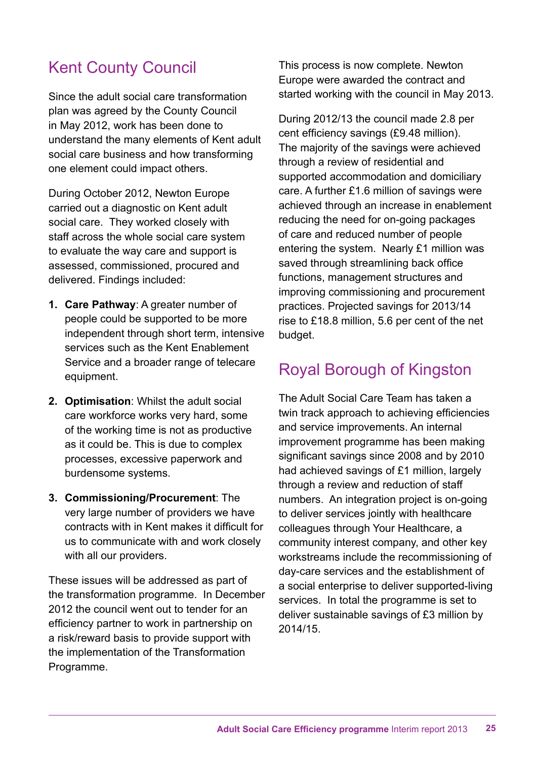## Kent County Council

Since the adult social care transformation plan was agreed by the County Council in May 2012, work has been done to understand the many elements of Kent adult social care business and how transforming one element could impact others.

During October 2012, Newton Europe carried out a diagnostic on Kent adult social care. They worked closely with staff across the whole social care system to evaluate the way care and support is assessed, commissioned, procured and delivered. Findings included:

1. **Care Pathway**: A greater number of people could be supported to be more independent through short term, intensive services such as the Kent Enablement Service and a broader range of telecare equipment.
2. **Optimisation**: Whilst the adult social care workforce works very hard, some of the working time is not as productive as it could be. This is due to complex processes, excessive paperwork and burdensome systems.
3. **Commissioning/Procurement**: The very large number of providers we have contracts with in Kent makes it difficult for us to communicate with and work closely with all our providers.

These issues will be addressed as part of the transformation programme. In December 2012 the council went out to tender for an efficiency partner to work in partnership on a risk/reward basis to provide support with the implementation of the Transformation Programme.

This process is now complete. Newton Europe were awarded the contract and started working with the council in May 2013.

During 2012/13 the council made 2.8 per cent efficiency savings (£9.48 million). The majority of the savings were achieved through a review of residential and supported accommodation and domiciliary care. A further £1.6 million of savings were achieved through an increase in enablement reducing the need for on-going packages of care and reduced number of people entering the system. Nearly £1 million was saved through streamlining back office functions, management structures and improving commissioning and procurement practices. Projected savings for 2013/14 rise to £18.8 million, 5.6 per cent of the net budget.

## Royal Borough of Kingston

The Adult Social Care Team has taken a twin track approach to achieving efficiencies and service improvements. An internal improvement programme has been making significant savings since 2008 and by 2010 had achieved savings of £1 million, largely through a review and reduction of staff numbers. An integration project is on-going to deliver services jointly with healthcare colleagues through Your Healthcare, a community interest company, and other key workstreams include the recommissioning of day-care services and the establishment of a social enterprise to deliver supported-living services. In total the programme is set to deliver sustainable savings of £3 million by 2014/15.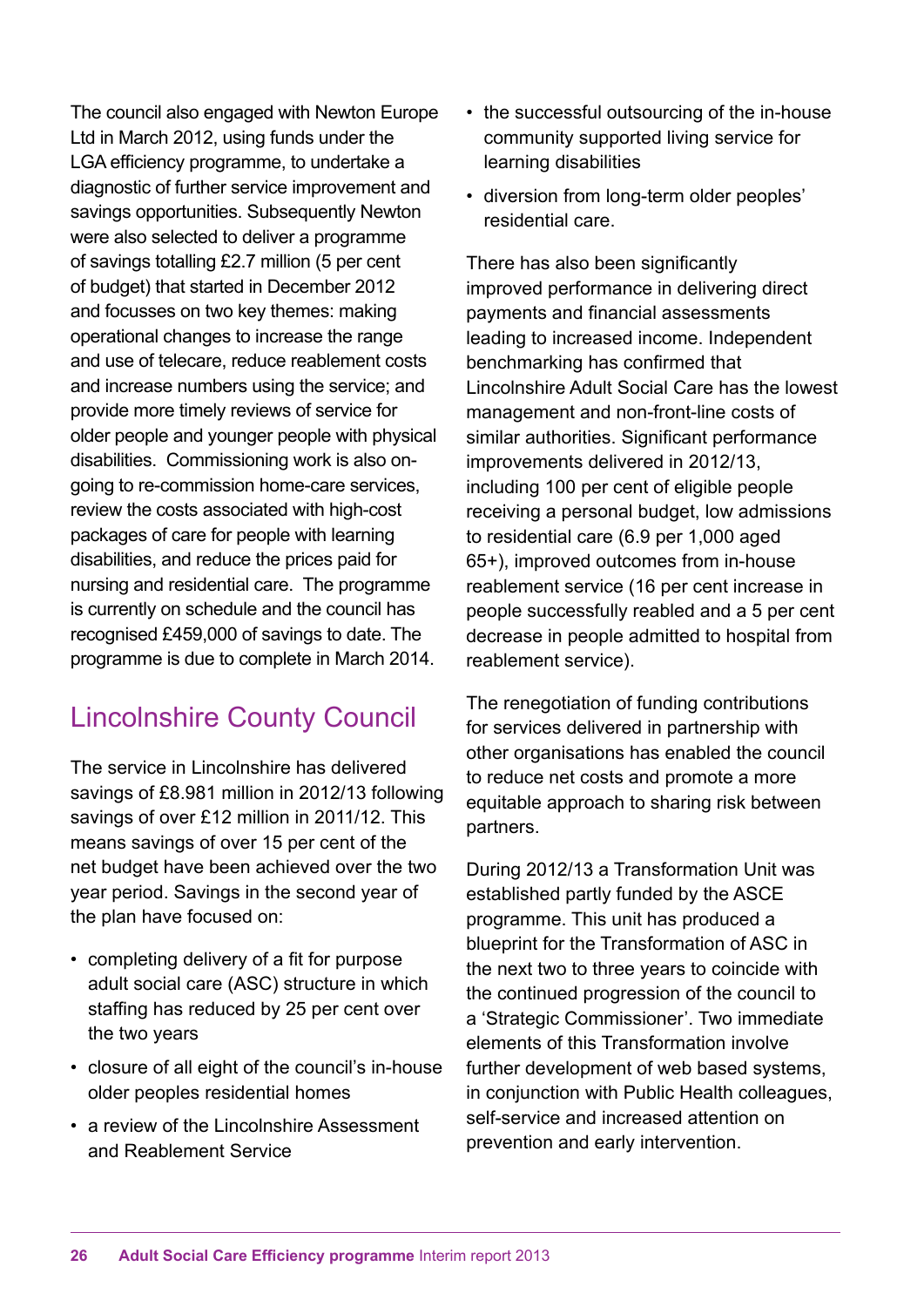The council also engaged with Newton Europe Ltd in March 2012, using funds under the LGA efficiency programme, to undertake a diagnostic of further service improvement and savings opportunities. Subsequently Newton were also selected to deliver a programme of savings totalling £2.7 million (5 per cent of budget) that started in December 2012 and focusses on two key themes: making operational changes to increase the range and use of telecare, reduce reablement costs and increase numbers using the service; and provide more timely reviews of service for older people and younger people with physical disabilities. Commissioning work is also on-going to re-commission home-care services, review the costs associated with high-cost packages of care for people with learning disabilities, and reduce the prices paid for nursing and residential care. The programme is currently on schedule and the council has recognised £459,000 of savings to date. The programme is due to complete in March 2014.

## Lincolnshire County Council

The service in Lincolnshire has delivered savings of £8.981 million in 2012/13 following savings of over £12 million in 2011/12. This means savings of over 15 per cent of the net budget have been achieved over the two year period. Savings in the second year of the plan have focused on:

- completing delivery of a fit for purpose adult social care (ASC) structure in which staffing has reduced by 25 per cent over the two years
- closure of all eight of the council's in-house older peoples residential homes
- a review of the Lincolnshire Assessment and Reablement Service
- the successful outsourcing of the in-house community supported living service for learning disabilities
- diversion from long-term older peoples' residential care.

There has also been significantly improved performance in delivering direct payments and financial assessments leading to increased income. Independent benchmarking has confirmed that Lincolnshire Adult Social Care has the lowest management and non-front-line costs of similar authorities. Significant performance improvements delivered in 2012/13, including 100 per cent of eligible people receiving a personal budget, low admissions to residential care (6.9 per 1,000 aged 65+), improved outcomes from in-house reablement service (16 per cent increase in people successfully reabled and a 5 per cent decrease in people admitted to hospital from reablement service).

The renegotiation of funding contributions for services delivered in partnership with other organisations has enabled the council to reduce net costs and promote a more equitable approach to sharing risk between partners.

During 2012/13 a Transformation Unit was established partly funded by the ASCE programme. This unit has produced a blueprint for the Transformation of ASC in the next two to three years to coincide with the continued progression of the council to a 'Strategic Commissioner'. Two immediate elements of this Transformation involve further development of web based systems, in conjunction with Public Health colleagues, self-service and increased attention on prevention and early intervention.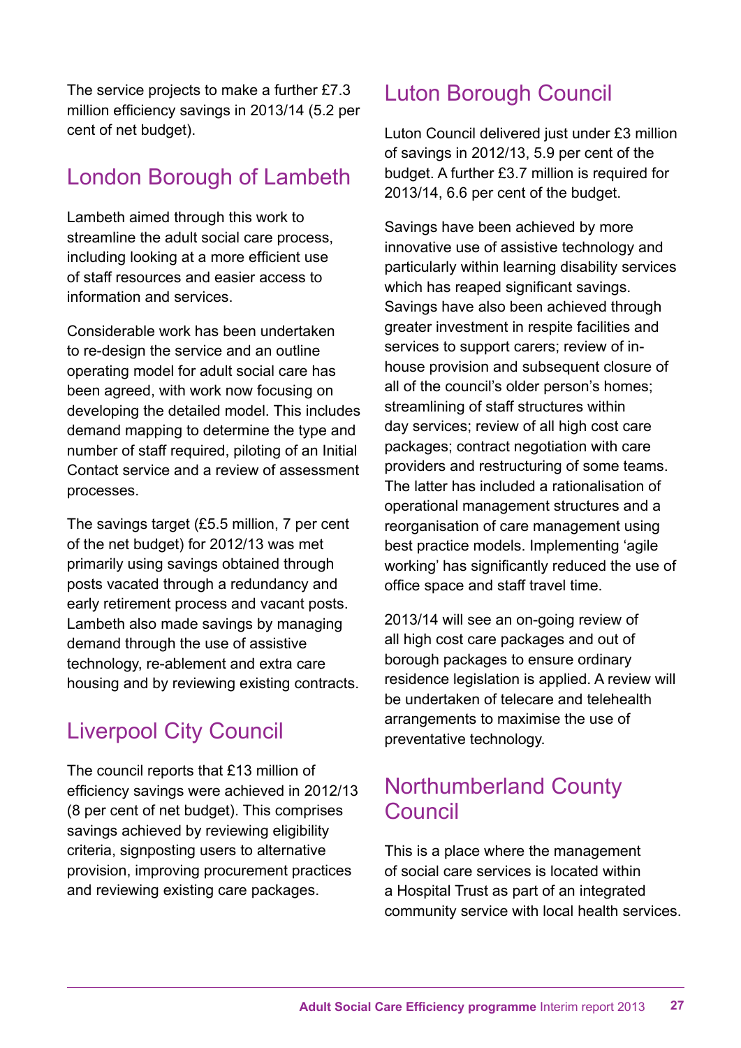The service projects to make a further £7.3 million efficiency savings in 2013/14 (5.2 per cent of net budget).

## London Borough of Lambeth

Lambeth aimed through this work to streamline the adult social care process, including looking at a more efficient use of staff resources and easier access to information and services.

Considerable work has been undertaken to re-design the service and an outline operating model for adult social care has been agreed, with work now focusing on developing the detailed model. This includes demand mapping to determine the type and number of staff required, piloting of an Initial Contact service and a review of assessment processes.

The savings target (£5.5 million, 7 per cent of the net budget) for 2012/13 was met primarily using savings obtained through posts vacated through a redundancy and early retirement process and vacant posts. Lambeth also made savings by managing demand through the use of assistive technology, re-ablement and extra care housing and by reviewing existing contracts.

## Liverpool City Council

The council reports that £13 million of efficiency savings were achieved in 2012/13 (8 per cent of net budget). This comprises savings achieved by reviewing eligibility criteria, signposting users to alternative provision, improving procurement practices and reviewing existing care packages.

## Luton Borough Council

Luton Council delivered just under £3 million of savings in 2012/13, 5.9 per cent of the budget. A further £3.7 million is required for 2013/14, 6.6 per cent of the budget.

Savings have been achieved by more innovative use of assistive technology and particularly within learning disability services which has reaped significant savings. Savings have also been achieved through greater investment in respite facilities and services to support carers; review of in-house provision and subsequent closure of all of the council's older person's homes; streamlining of staff structures within day services; review of all high cost care packages; contract negotiation with care providers and restructuring of some teams. The latter has included a rationalisation of operational management structures and a reorganisation of care management using best practice models. Implementing 'agile working' has significantly reduced the use of office space and staff travel time.

2013/14 will see an on-going review of all high cost care packages and out of borough packages to ensure ordinary residence legislation is applied. A review will be undertaken of telecare and telehealth arrangements to maximise the use of preventative technology.

## Northumberland County Council

This is a place where the management of social care services is located within a Hospital Trust as part of an integrated community service with local health services.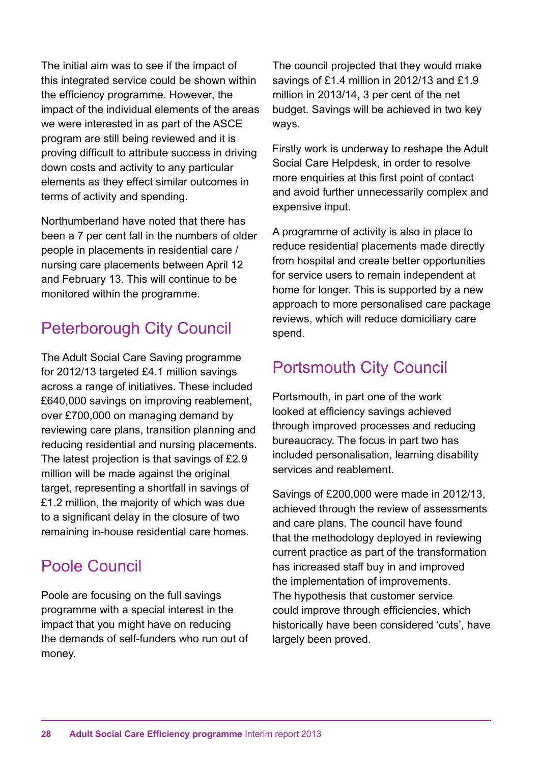The initial aim was to see if the impact of this integrated service could be shown within the efficiency programme. However, the impact of the individual elements of the areas we were interested in as part of the ASCE program are still being reviewed and it is proving difficult to attribute success in driving down costs and activity to any particular elements as they effect similar outcomes in terms of activity and spending.

Northumberland have noted that there has been a 7 per cent fall in the numbers of older people in placements in residential care / nursing care placements between April 12 and February 13. This will continue to be monitored within the programme.

## Peterborough City Council

The Adult Social Care Saving programme for 2012/13 targeted £4.1 million savings across a range of initiatives. These included £640,000 savings on improving reablement, over £700,000 on managing demand by reviewing care plans, transition planning and reducing residential and nursing placements. The latest projection is that savings of £2.9 million will be made against the original target, representing a shortfall in savings of £1.2 million, the majority of which was due to a significant delay in the closure of two remaining in-house residential care homes.

## Poole Council

Poole are focusing on the full savings programme with a special interest in the impact that you might have on reducing the demands of self-funders who run out of money.

The council projected that they would make savings of £1.4 million in 2012/13 and £1.9 million in 2013/14, 3 per cent of the net budget. Savings will be achieved in two key ways.

Firstly work is underway to reshape the Adult Social Care Helpdesk, in order to resolve more enquiries at this first point of contact and avoid further unnecessarily complex and expensive input.

A programme of activity is also in place to reduce residential placements made directly from hospital and create better opportunities for service users to remain independent at home for longer. This is supported by a new approach to more personalised care package reviews, which will reduce domiciliary care spend.

## Portsmouth City Council

Portsmouth, in part one of the work looked at efficiency savings achieved through improved processes and reducing bureaucracy. The focus in part two has included personalisation, learning disability services and reablement.

Savings of £200,000 were made in 2012/13, achieved through the review of assessments and care plans. The council have found that the methodology deployed in reviewing current practice as part of the transformation has increased staff buy in and improved the implementation of improvements. The hypothesis that customer service could improve through efficiencies, which historically have been considered 'cuts', have largely been proved.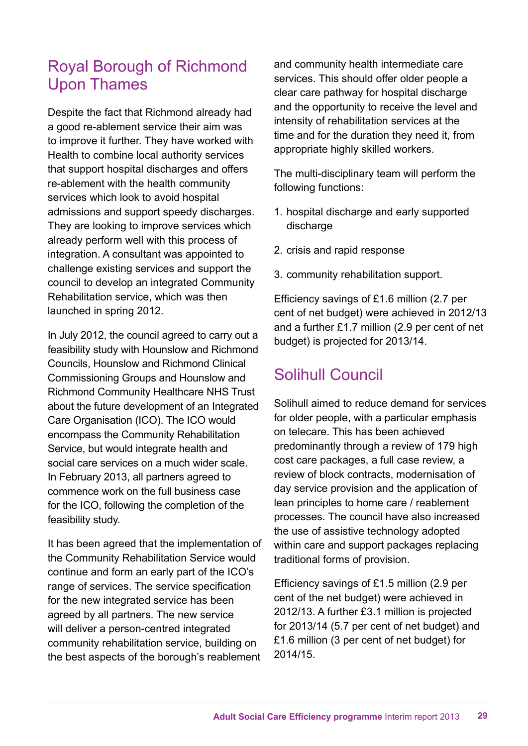## Royal Borough of Richmond Upon Thames

Despite the fact that Richmond already had a good re-ablement service their aim was to improve it further. They have worked with Health to combine local authority services that support hospital discharges and offers re-ablement with the health community services which look to avoid hospital admissions and support speedy discharges. They are looking to improve services which already perform well with this process of integration. A consultant was appointed to challenge existing services and support the council to develop an integrated Community Rehabilitation service, which was then launched in spring 2012.

In July 2012, the council agreed to carry out a feasibility study with Hounslow and Richmond Councils, Hounslow and Richmond Clinical Commissioning Groups and Hounslow and Richmond Community Healthcare NHS Trust about the future development of an Integrated Care Organisation (ICO). The ICO would encompass the Community Rehabilitation Service, but would integrate health and social care services on a much wider scale. In February 2013, all partners agreed to commence work on the full business case for the ICO, following the completion of the feasibility study.

It has been agreed that the implementation of the Community Rehabilitation Service would continue and form an early part of the ICO's range of services. The service specification for the new integrated service has been agreed by all partners. The new service will deliver a person-centred integrated community rehabilitation service, building on the best aspects of the borough's reablement and community health intermediate care services. This should offer older people a clear care pathway for hospital discharge and the opportunity to receive the level and intensity of rehabilitation services at the time and for the duration they need it, from appropriate highly skilled workers.

The multi-disciplinary team will perform the following functions:

1. hospital discharge and early supported discharge
2. crisis and rapid response
3. community rehabilitation support.

Efficiency savings of £1.6 million (2.7 per cent of net budget) were achieved in 2012/13 and a further £1.7 million (2.9 per cent of net budget) is projected for 2013/14.

## Solihull Council

Solihull aimed to reduce demand for services for older people, with a particular emphasis on telecare. This has been achieved predominantly through a review of 179 high cost care packages, a full case review, a review of block contracts, modernisation of day service provision and the application of lean principles to home care / reablement processes. The council have also increased the use of assistive technology adopted within care and support packages replacing traditional forms of provision.

Efficiency savings of £1.5 million (2.9 per cent of the net budget) were achieved in 2012/13. A further £3.1 million is projected for 2013/14 (5.7 per cent of net budget) and £1.6 million (3 per cent of net budget) for 2014/15.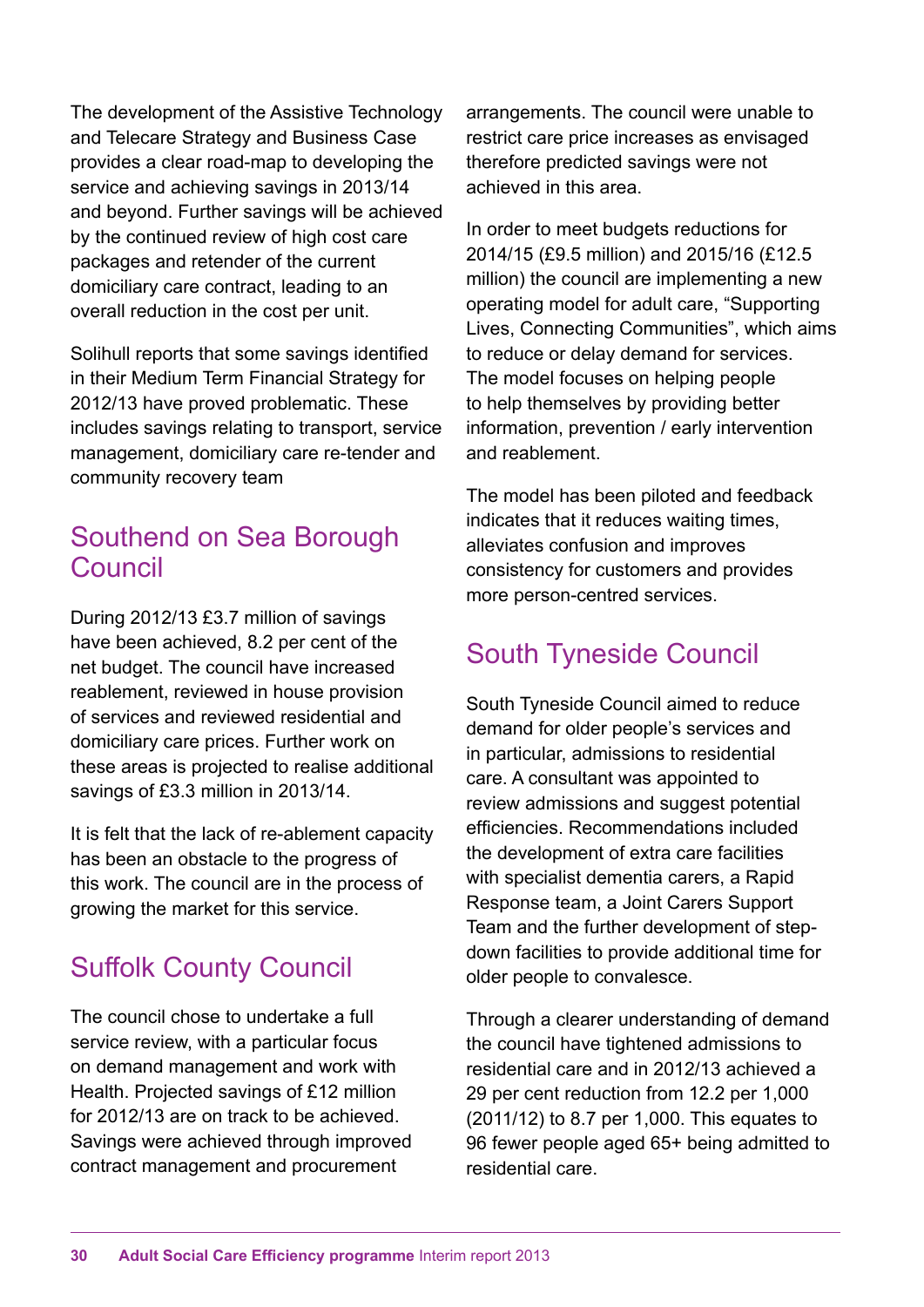The development of the Assistive Technology and Telecare Strategy and Business Case provides a clear road-map to developing the service and achieving savings in 2013/14 and beyond. Further savings will be achieved by the continued review of high cost care packages and retender of the current domiciliary care contract, leading to an overall reduction in the cost per unit.

Solihull reports that some savings identified in their Medium Term Financial Strategy for 2012/13 have proved problematic. These includes savings relating to transport, service management, domiciliary care re-tender and community recovery team

## Southend on Sea Borough Council

During 2012/13 £3.7 million of savings have been achieved, 8.2 per cent of the net budget. The council have increased reablement, reviewed in house provision of services and reviewed residential and domiciliary care prices. Further work on these areas is projected to realise additional savings of £3.3 million in 2013/14.

It is felt that the lack of re-ablement capacity has been an obstacle to the progress of this work. The council are in the process of growing the market for this service.

## Suffolk County Council

The council chose to undertake a full service review, with a particular focus on demand management and work with Health. Projected savings of £12 million for 2012/13 are on track to be achieved. Savings were achieved through improved contract management and procurement arrangements. The council were unable to restrict care price increases as envisaged therefore predicted savings were not achieved in this area.

In order to meet budgets reductions for 2014/15 (£9.5 million) and 2015/16 (£12.5 million) the council are implementing a new operating model for adult care, "Supporting Lives, Connecting Communities", which aims to reduce or delay demand for services. The model focuses on helping people to help themselves by providing better information, prevention / early intervention and reablement.

The model has been piloted and feedback indicates that it reduces waiting times, alleviates confusion and improves consistency for customers and provides more person-centred services.

## South Tyneside Council

South Tyneside Council aimed to reduce demand for older people's services and in particular, admissions to residential care. A consultant was appointed to review admissions and suggest potential efficiencies. Recommendations included the development of extra care facilities with specialist dementia carers, a Rapid Response team, a Joint Carers Support Team and the further development of step-down facilities to provide additional time for older people to convalesce.

Through a clearer understanding of demand the council have tightened admissions to residential care and in 2012/13 achieved a 29 per cent reduction from 12.2 per 1,000 (2011/12) to 8.7 per 1,000. This equates to 96 fewer people aged 65+ being admitted to residential care.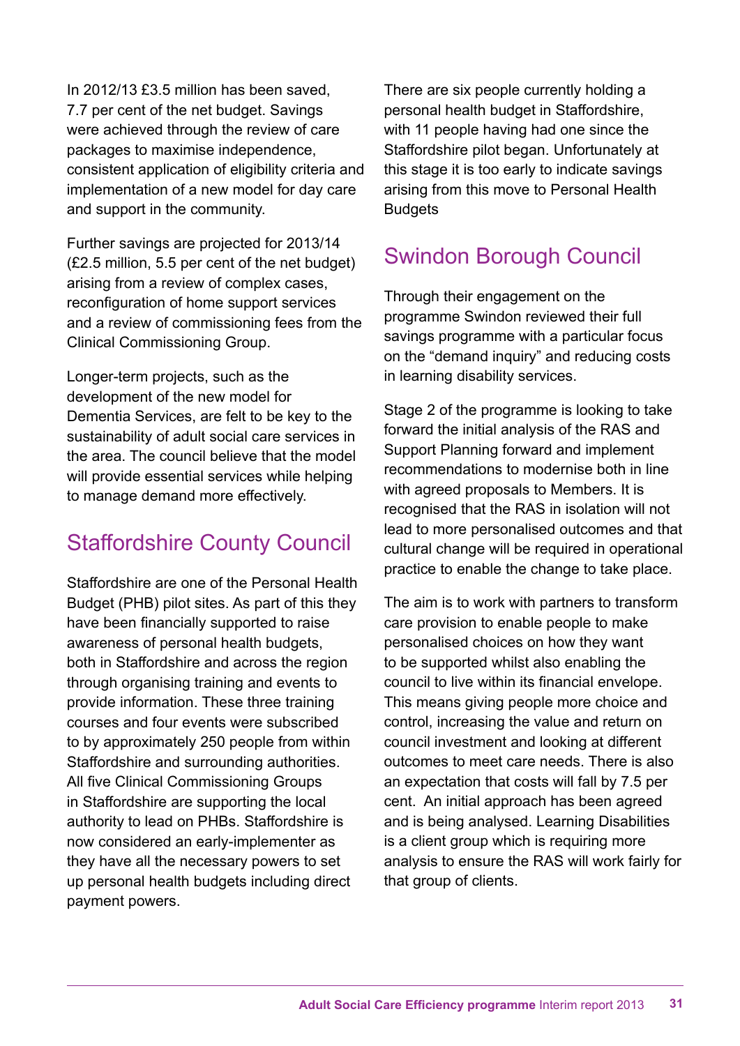In 2012/13 £3.5 million has been saved, 7.7 per cent of the net budget. Savings were achieved through the review of care packages to maximise independence, consistent application of eligibility criteria and implementation of a new model for day care and support in the community.

Further savings are projected for 2013/14 (£2.5 million, 5.5 per cent of the net budget) arising from a review of complex cases, reconfiguration of home support services and a review of commissioning fees from the Clinical Commissioning Group.

Longer-term projects, such as the development of the new model for Dementia Services, are felt to be key to the sustainability of adult social care services in the area. The council believe that the model will provide essential services while helping to manage demand more effectively.

## Staffordshire County Council

Staffordshire are one of the Personal Health Budget (PHB) pilot sites. As part of this they have been financially supported to raise awareness of personal health budgets, both in Staffordshire and across the region through organising training and events to provide information. These three training courses and four events were subscribed to by approximately 250 people from within Staffordshire and surrounding authorities. All five Clinical Commissioning Groups in Staffordshire are supporting the local authority to lead on PHBs. Staffordshire is now considered an early-implementer as they have all the necessary powers to set up personal health budgets including direct payment powers.

There are six people currently holding a personal health budget in Staffordshire, with 11 people having had one since the Staffordshire pilot began. Unfortunately at this stage it is too early to indicate savings arising from this move to Personal Health Budgets

## Swindon Borough Council

Through their engagement on the programme Swindon reviewed their full savings programme with a particular focus on the "demand inquiry" and reducing costs in learning disability services.

Stage 2 of the programme is looking to take forward the initial analysis of the RAS and Support Planning forward and implement recommendations to modernise both in line with agreed proposals to Members. It is recognised that the RAS in isolation will not lead to more personalised outcomes and that cultural change will be required in operational practice to enable the change to take place.

The aim is to work with partners to transform care provision to enable people to make personalised choices on how they want to be supported whilst also enabling the council to live within its financial envelope. This means giving people more choice and control, increasing the value and return on council investment and looking at different outcomes to meet care needs. There is also an expectation that costs will fall by 7.5 per cent. An initial approach has been agreed and is being analysed. Learning Disabilities is a client group which is requiring more analysis to ensure the RAS will work fairly for that group of clients.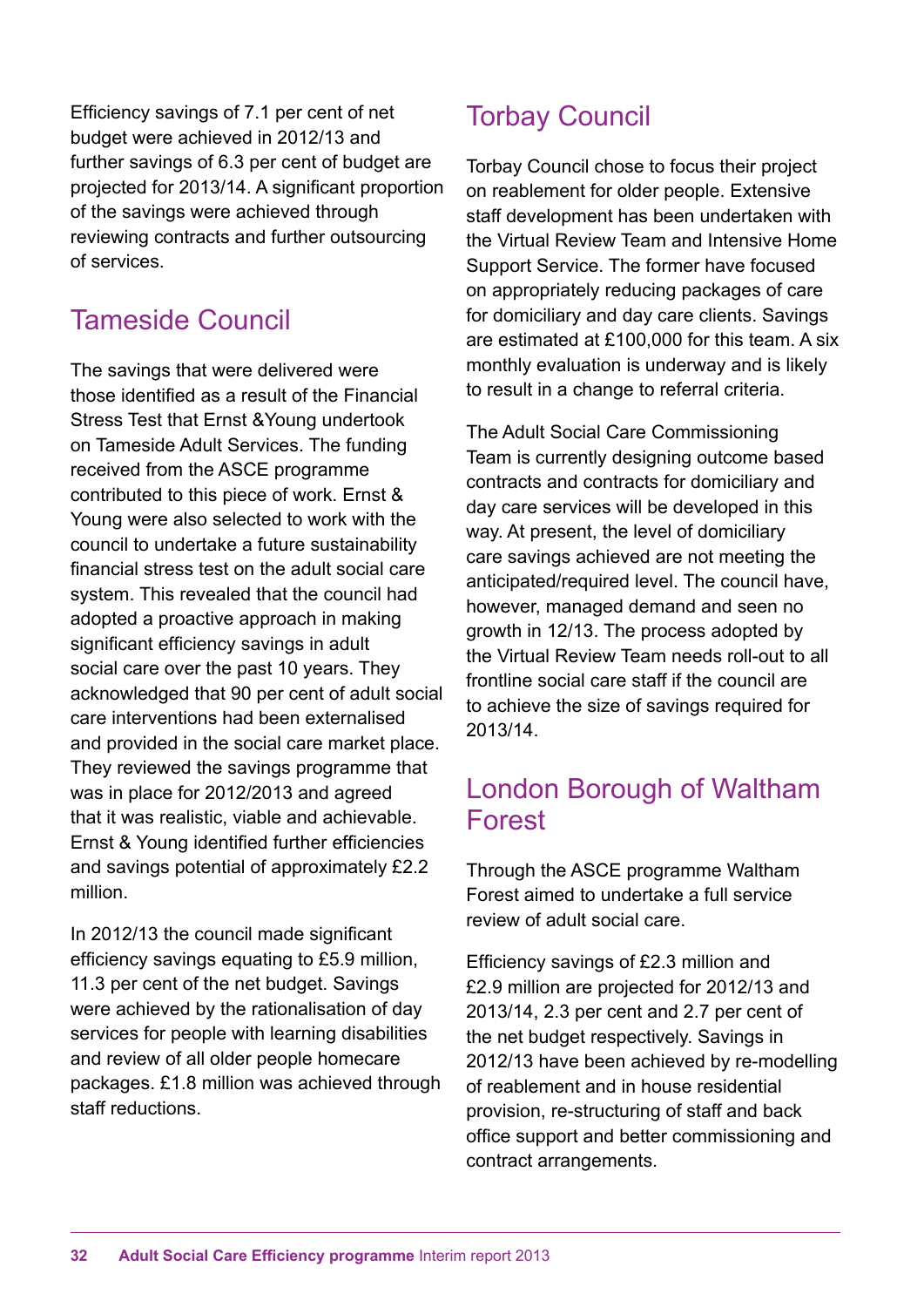Efficiency savings of 7.1 per cent of net budget were achieved in 2012/13 and further savings of 6.3 per cent of budget are projected for 2013/14. A significant proportion of the savings were achieved through reviewing contracts and further outsourcing of services.

## Tameside Council

The savings that were delivered were those identified as a result of the Financial Stress Test that Ernst &Young undertook on Tameside Adult Services. The funding received from the ASCE programme contributed to this piece of work. Ernst & Young were also selected to work with the council to undertake a future sustainability financial stress test on the adult social care system. This revealed that the council had adopted a proactive approach in making significant efficiency savings in adult social care over the past 10 years. They acknowledged that 90 per cent of adult social care interventions had been externalised and provided in the social care market place. They reviewed the savings programme that was in place for 2012/2013 and agreed that it was realistic, viable and achievable. Ernst & Young identified further efficiencies and savings potential of approximately £2.2 million.

In 2012/13 the council made significant efficiency savings equating to £5.9 million, 11.3 per cent of the net budget. Savings were achieved by the rationalisation of day services for people with learning disabilities and review of all older people homecare packages. £1.8 million was achieved through staff reductions.

## Torbay Council

Torbay Council chose to focus their project on reablement for older people. Extensive staff development has been undertaken with the Virtual Review Team and Intensive Home Support Service. The former have focused on appropriately reducing packages of care for domiciliary and day care clients. Savings are estimated at £100,000 for this team. A six monthly evaluation is underway and is likely to result in a change to referral criteria.

The Adult Social Care Commissioning Team is currently designing outcome based contracts and contracts for domiciliary and day care services will be developed in this way. At present, the level of domiciliary care savings achieved are not meeting the anticipated/required level. The council have, however, managed demand and seen no growth in 12/13. The process adopted by the Virtual Review Team needs roll-out to all frontline social care staff if the council are to achieve the size of savings required for 2013/14.

## London Borough of Waltham Forest

Through the ASCE programme Waltham Forest aimed to undertake a full service review of adult social care.

Efficiency savings of £2.3 million and £2.9 million are projected for 2012/13 and 2013/14, 2.3 per cent and 2.7 per cent of the net budget respectively. Savings in 2012/13 have been achieved by re-modelling of reablement and in house residential provision, re-structuring of staff and back office support and better commissioning and contract arrangements.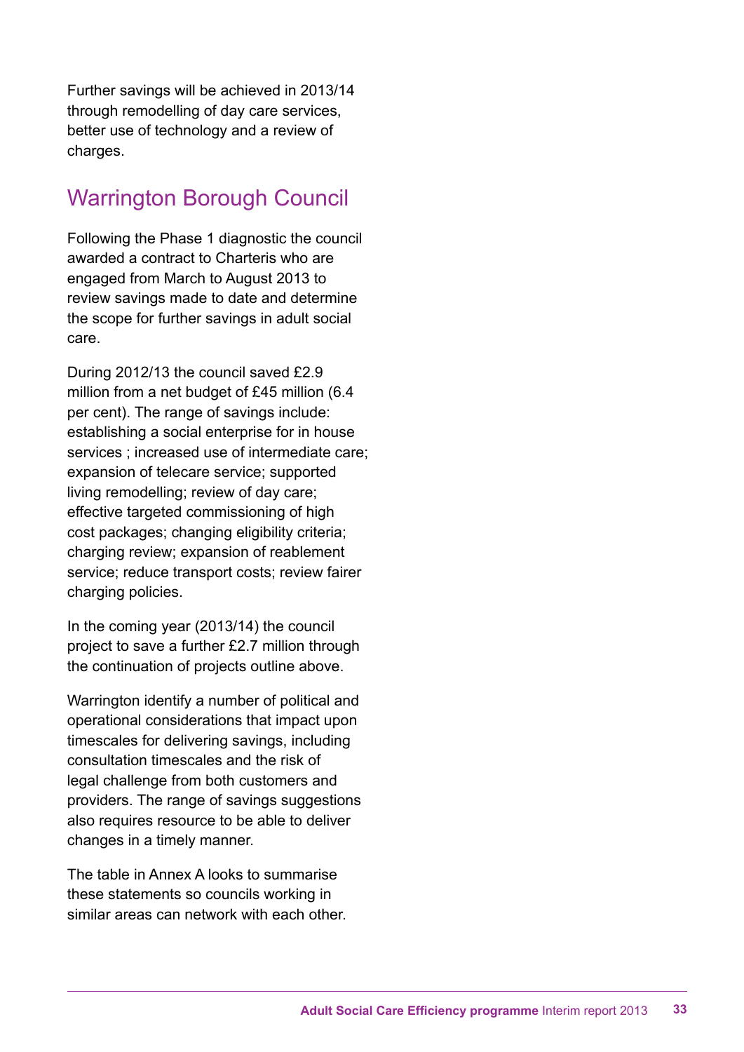Further savings will be achieved in 2013/14 through remodelling of day care services, better use of technology and a review of charges.

## Warrington Borough Council

Following the Phase 1 diagnostic the council awarded a contract to Charteris who are engaged from March to August 2013 to review savings made to date and determine the scope for further savings in adult social care.

During 2012/13 the council saved £2.9 million from a net budget of £45 million (6.4 per cent). The range of savings include: establishing a social enterprise for in house services ; increased use of intermediate care; expansion of telecare service; supported living remodelling; review of day care; effective targeted commissioning of high cost packages; changing eligibility criteria; charging review; expansion of reablement service; reduce transport costs; review fairer charging policies.

In the coming year (2013/14) the council project to save a further £2.7 million through the continuation of projects outline above.

Warrington identify a number of political and operational considerations that impact upon timescales for delivering savings, including consultation timescales and the risk of legal challenge from both customers and providers. The range of savings suggestions also requires resource to be able to deliver changes in a timely manner.

The table in Annex A looks to summarise these statements so councils working in similar areas can network with each other.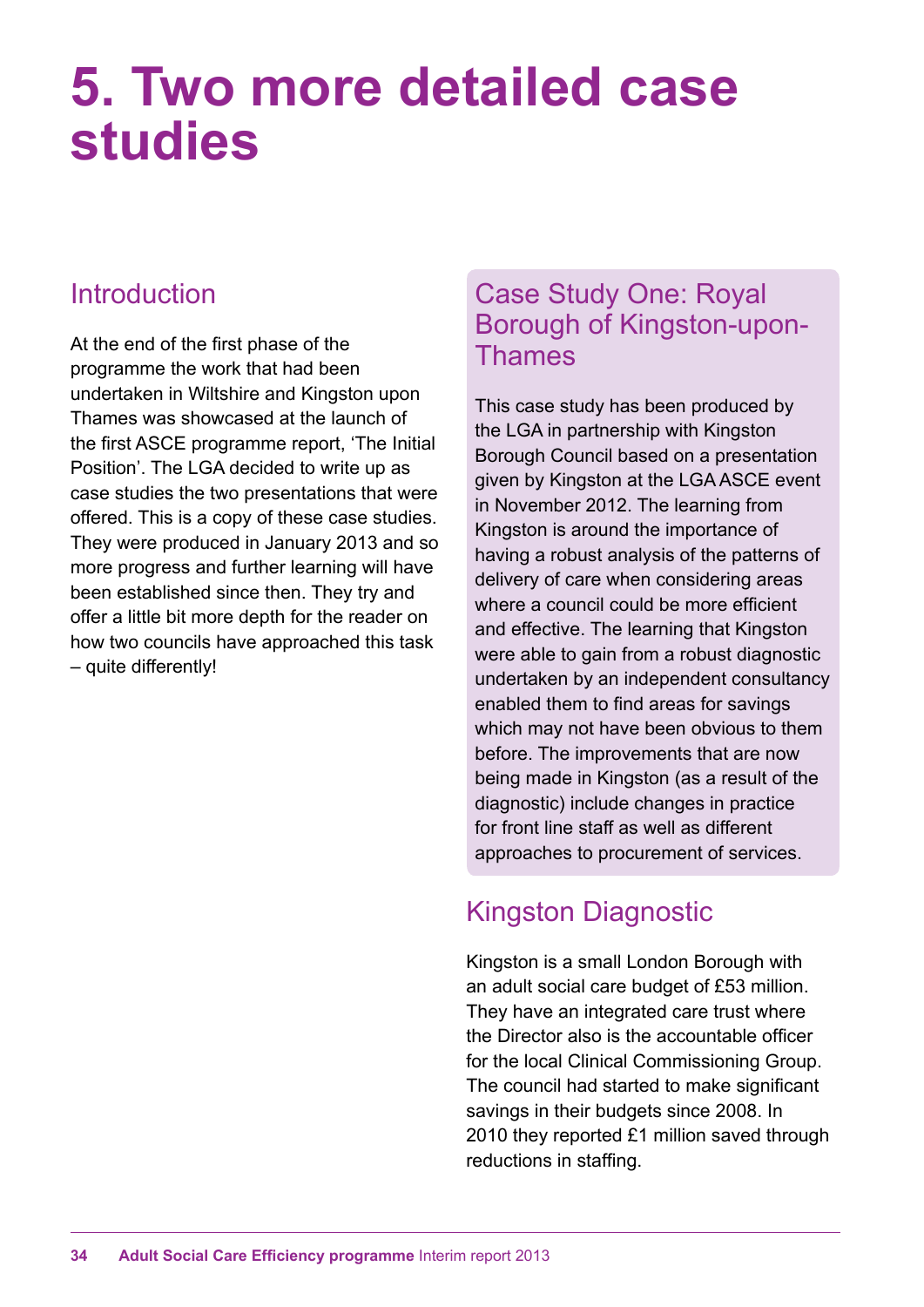# 5. Two more detailed case studies

## Introduction

At the end of the first phase of the programme the work that had been undertaken in Wiltshire and Kingston upon Thames was showcased at the launch of the first ASCE programme report, 'The Initial Position'. The LGA decided to write up as case studies the two presentations that were offered. This is a copy of these case studies. They were produced in January 2013 and so more progress and further learning will have been established since then. They try and offer a little bit more depth for the reader on how two councils have approached this task – quite differently!

## Case Study One: Royal Borough of Kingston-upon-Thames

This case study has been produced by the LGA in partnership with Kingston Borough Council based on a presentation given by Kingston at the LGA ASCE event in November 2012. The learning from Kingston is around the importance of having a robust analysis of the patterns of delivery of care when considering areas where a council could be more efficient and effective. The learning that Kingston were able to gain from a robust diagnostic undertaken by an independent consultancy enabled them to find areas for savings which may not have been obvious to them before. The improvements that are now being made in Kingston (as a result of the diagnostic) include changes in practice for front line staff as well as different approaches to procurement of services.

## Kingston Diagnostic

Kingston is a small London Borough with an adult social care budget of £53 million. They have an integrated care trust where the Director also is the accountable officer for the local Clinical Commissioning Group. The council had started to make significant savings in their budgets since 2008. In 2010 they reported £1 million saved through reductions in staffing.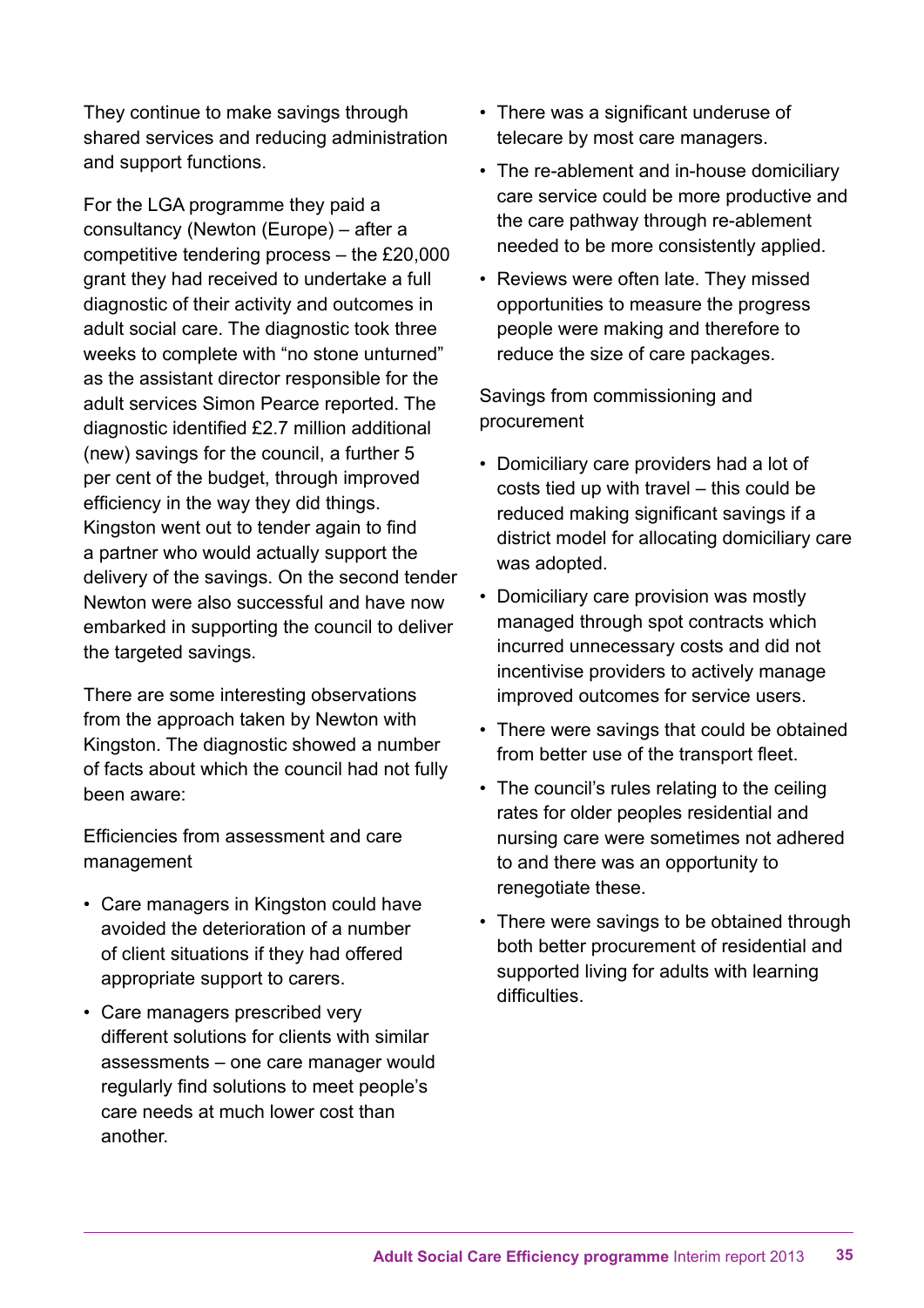They continue to make savings through shared services and reducing administration and support functions.

For the LGA programme they paid a consultancy (Newton (Europe) – after a competitive tendering process – the £20,000 grant they had received to undertake a full diagnostic of their activity and outcomes in adult social care. The diagnostic took three weeks to complete with "no stone unturned" as the assistant director responsible for the adult services Simon Pearce reported. The diagnostic identified £2.7 million additional (new) savings for the council, a further 5 per cent of the budget, through improved efficiency in the way they did things. Kingston went out to tender again to find a partner who would actually support the delivery of the savings. On the second tender Newton were also successful and have now embarked in supporting the council to deliver the targeted savings.

There are some interesting observations from the approach taken by Newton with Kingston. The diagnostic showed a number of facts about which the council had not fully been aware:

Efficiencies from assessment and care management

- Care managers in Kingston could have avoided the deterioration of a number of client situations if they had offered appropriate support to carers.
- Care managers prescribed very different solutions for clients with similar assessments – one care manager would regularly find solutions to meet people's care needs at much lower cost than another.
- There was a significant underuse of telecare by most care managers.
- The re-ablement and in-house domiciliary care service could be more productive and the care pathway through re-ablement needed to be more consistently applied.
- Reviews were often late. They missed opportunities to measure the progress people were making and therefore to reduce the size of care packages.

Savings from commissioning and procurement

- Domiciliary care providers had a lot of costs tied up with travel – this could be reduced making significant savings if a district model for allocating domiciliary care was adopted.
- Domiciliary care provision was mostly managed through spot contracts which incurred unnecessary costs and did not incentivise providers to actively manage improved outcomes for service users.
- There were savings that could be obtained from better use of the transport fleet.
- The council's rules relating to the ceiling rates for older peoples residential and nursing care were sometimes not adhered to and there was an opportunity to renegotiate these.
- There were savings to be obtained through both better procurement of residential and supported living for adults with learning difficulties.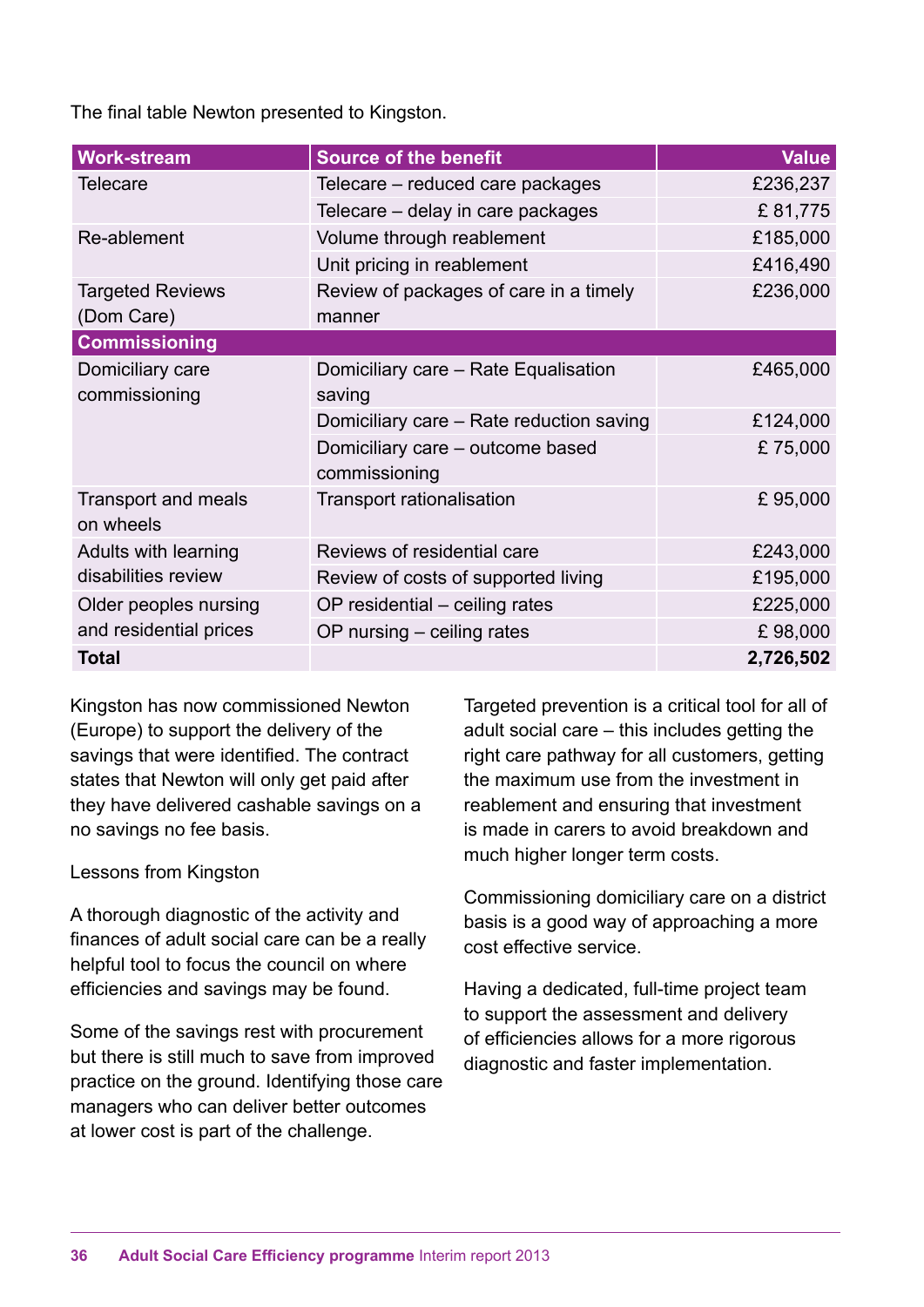The final table Newton presented to Kingston.

| Work-stream | Source of the benefit | Value |
|---|---|---|
| Telecare | Telecare – reduced care packages | £236,237 |
| | Telecare – delay in care packages | £ 81,775 |
| Re-ablement | Volume through reablement | £185,000 |
| | Unit pricing in reablement | £416,490 |
| Targeted Reviews (Dom Care) | Review of packages of care in a timely manner | £236,000 |
| **Commissioning** | | |
| Domiciliary care commissioning | Domiciliary care – Rate Equalisation saving | £465,000 |
| | Domiciliary care – Rate reduction saving | £124,000 |
| | Domiciliary care – outcome based commissioning | £ 75,000 |
| Transport and meals on wheels | Transport rationalisation | £ 95,000 |
| Adults with learning disabilities review | Reviews of residential care | £243,000 |
| | Review of costs of supported living | £195,000 |
| Older peoples nursing and residential prices | OP residential – ceiling rates | £225,000 |
| | OP nursing – ceiling rates | £ 98,000 |
| **Total** | | **2,726,502** |

Kingston has now commissioned Newton (Europe) to support the delivery of the savings that were identified. The contract states that Newton will only get paid after they have delivered cashable savings on a no savings no fee basis.

Lessons from Kingston

A thorough diagnostic of the activity and finances of adult social care can be a really helpful tool to focus the council on where efficiencies and savings may be found.

Some of the savings rest with procurement but there is still much to save from improved practice on the ground. Identifying those care managers who can deliver better outcomes at lower cost is part of the challenge.

Targeted prevention is a critical tool for all of adult social care – this includes getting the right care pathway for all customers, getting the maximum use from the investment in reablement and ensuring that investment is made in carers to avoid breakdown and much higher longer term costs.

Commissioning domiciliary care on a district basis is a good way of approaching a more cost effective service.

Having a dedicated, full-time project team to support the assessment and delivery of efficiencies allows for a more rigorous diagnostic and faster implementation.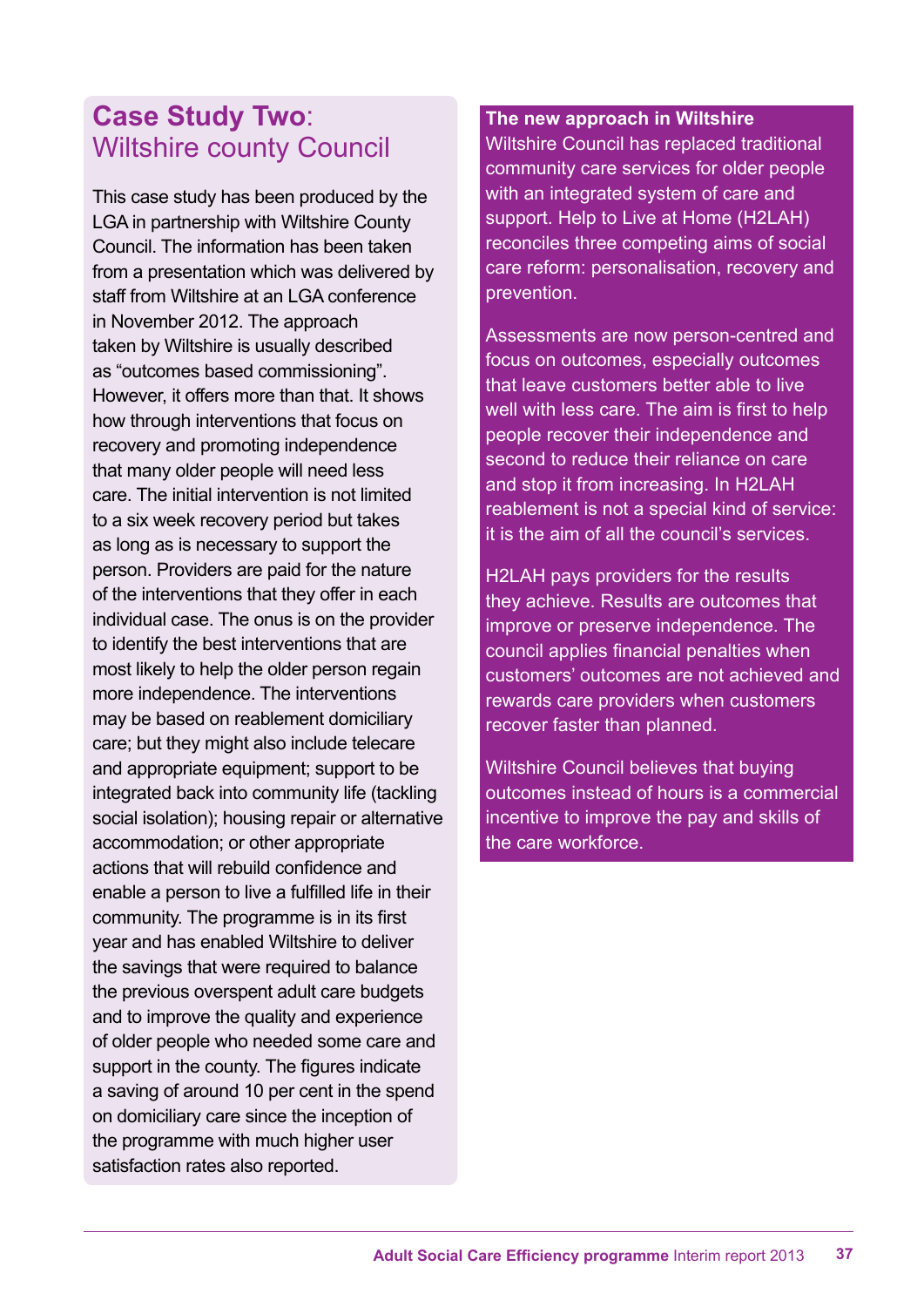## **Case Study Two**: Wiltshire county Council

This case study has been produced by the LGA in partnership with Wiltshire County Council. The information has been taken from a presentation which was delivered by staff from Wiltshire at an LGA conference in November 2012. The approach taken by Wiltshire is usually described as "outcomes based commissioning". However, it offers more than that. It shows how through interventions that focus on recovery and promoting independence that many older people will need less care. The initial intervention is not limited to a six week recovery period but takes as long as is necessary to support the person. Providers are paid for the nature of the interventions that they offer in each individual case. The onus is on the provider to identify the best interventions that are most likely to help the older person regain more independence. The interventions may be based on reablement domiciliary care; but they might also include telecare and appropriate equipment; support to be integrated back into community life (tackling social isolation); housing repair or alternative accommodation; or other appropriate actions that will rebuild confidence and enable a person to live a fulfilled life in their community. The programme is in its first year and has enabled Wiltshire to deliver the savings that were required to balance the previous overspent adult care budgets and to improve the quality and experience of older people who needed some care and support in the county. The figures indicate a saving of around 10 per cent in the spend on domiciliary care since the inception of the programme with much higher user satisfaction rates also reported.

**The new approach in Wiltshire**

Wiltshire Council has replaced traditional community care services for older people with an integrated system of care and support. Help to Live at Home (H2LAH) reconciles three competing aims of social care reform: personalisation, recovery and prevention.

Assessments are now person-centred and focus on outcomes, especially outcomes that leave customers better able to live well with less care. The aim is first to help people recover their independence and second to reduce their reliance on care and stop it from increasing. In H2LAH reablement is not a special kind of service: it is the aim of all the council's services.

H2LAH pays providers for the results they achieve. Results are outcomes that improve or preserve independence. The council applies financial penalties when customers' outcomes are not achieved and rewards care providers when customers recover faster than planned.

Wiltshire Council believes that buying outcomes instead of hours is a commercial incentive to improve the pay and skills of the care workforce.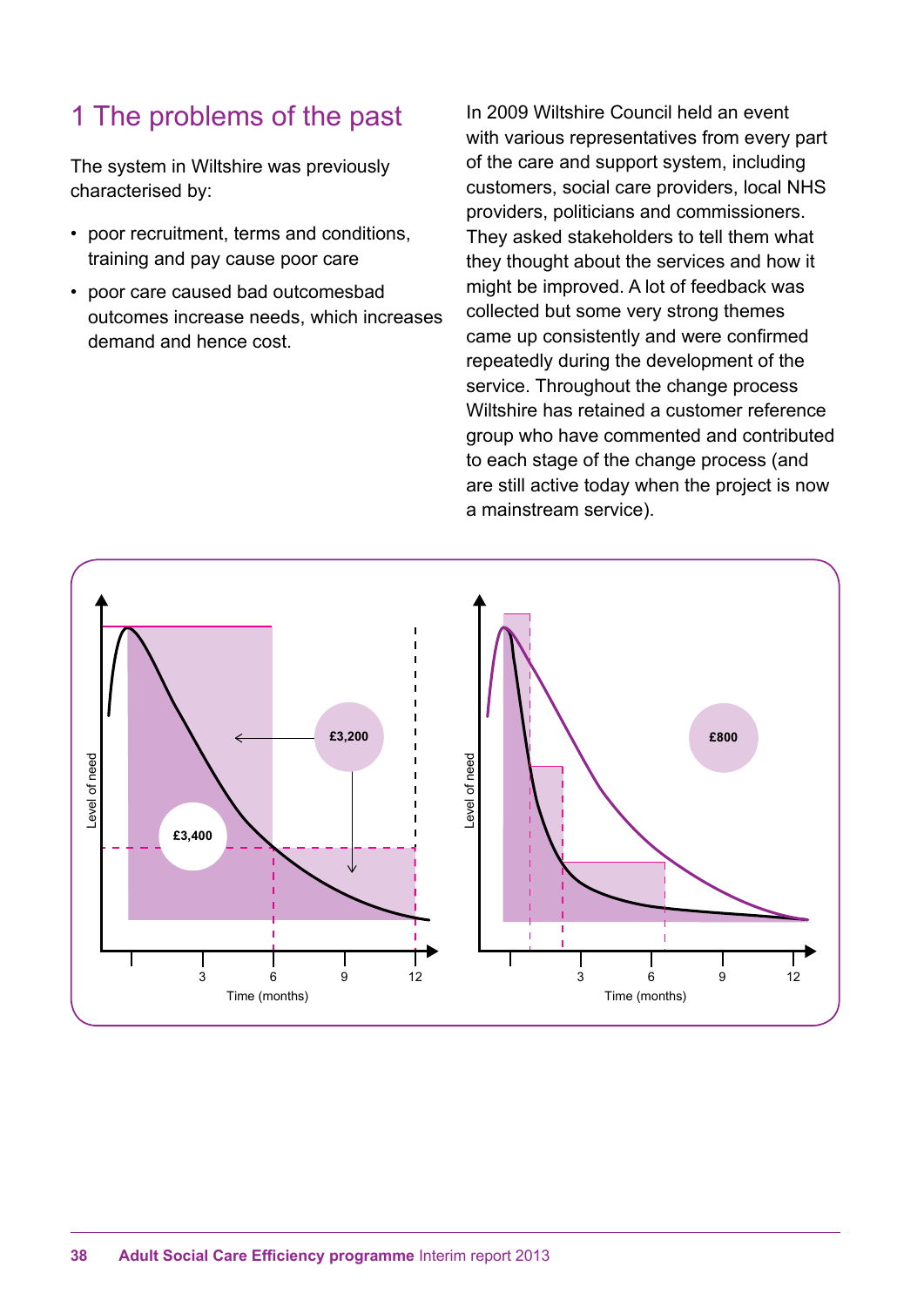## 1 The problems of the past

The system in Wiltshire was previously characterised by:

- poor recruitment, terms and conditions, training and pay cause poor care
- poor care caused bad outcomesbad outcomes increase needs, which increases demand and hence cost.

In 2009 Wiltshire Council held an event with various representatives from every part of the care and support system, including customers, social care providers, local NHS providers, politicians and commissioners. They asked stakeholders to tell them what they thought about the services and how it might be improved. A lot of feedback was collected but some very strong themes came up consistently and were confirmed repeatedly during the development of the service. Throughout the change process Wiltshire has retained a customer reference group who have commented and contributed to each stage of the change process (and are still active today when the project is now a mainstream service).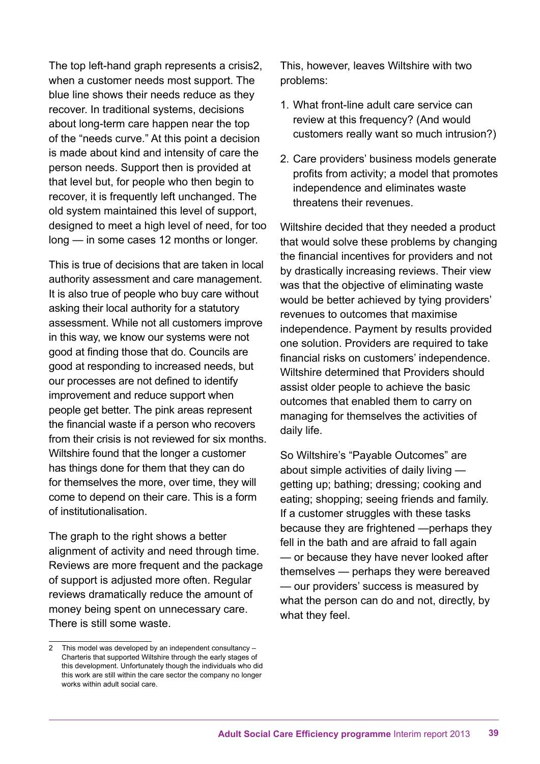The top left-hand graph represents a crisis[2], when a customer needs most support. The blue line shows their needs reduce as they recover. In traditional systems, decisions about long-term care happen near the top of the "needs curve." At this point a decision is made about kind and intensity of care the person needs. Support then is provided at that level but, for people who then begin to recover, it is frequently left unchanged. The old system maintained this level of support, designed to meet a high level of need, for too long — in some cases 12 months or longer.

This is true of decisions that are taken in local authority assessment and care management. It is also true of people who buy care without asking their local authority for a statutory assessment. While not all customers improve in this way, we know our systems were not good at finding those that do. Councils are good at responding to increased needs, but our processes are not defined to identify improvement and reduce support when people get better. The pink areas represent the financial waste if a person who recovers from their crisis is not reviewed for six months. Wiltshire found that the longer a customer has things done for them that they can do for themselves the more, over time, they will come to depend on their care. This is a form of institutionalisation.

The graph to the right shows a better alignment of activity and need through time. Reviews are more frequent and the package of support is adjusted more often. Regular reviews dramatically reduce the amount of money being spent on unnecessary care. There is still some waste.

This, however, leaves Wiltshire with two problems:

1. What front-line adult care service can review at this frequency? (And would customers really want so much intrusion?)
2. Care providers' business models generate profits from activity; a model that promotes independence and eliminates waste threatens their revenues.

Wiltshire decided that they needed a product that would solve these problems by changing the financial incentives for providers and not by drastically increasing reviews. Their view was that the objective of eliminating waste would be better achieved by tying providers' revenues to outcomes that maximise independence. Payment by results provided one solution. Providers are required to take financial risks on customers' independence. Wiltshire determined that Providers should assist older people to achieve the basic outcomes that enabled them to carry on managing for themselves the activities of daily life.

So Wiltshire's "Payable Outcomes" are about simple activities of daily living — getting up; bathing; dressing; cooking and eating; shopping; seeing friends and family. If a customer struggles with these tasks because they are frightened —perhaps they fell in the bath and are afraid to fall again — or because they have never looked after themselves — perhaps they were bereaved — our providers' success is measured by what the person can do and not, directly, by what they feel.

---

2 This model was developed by an independent consultancy – Charteris that supported Wiltshire through the early stages of this development. Unfortunately though the individuals who did this work are still within the care sector the company no longer works within adult social care.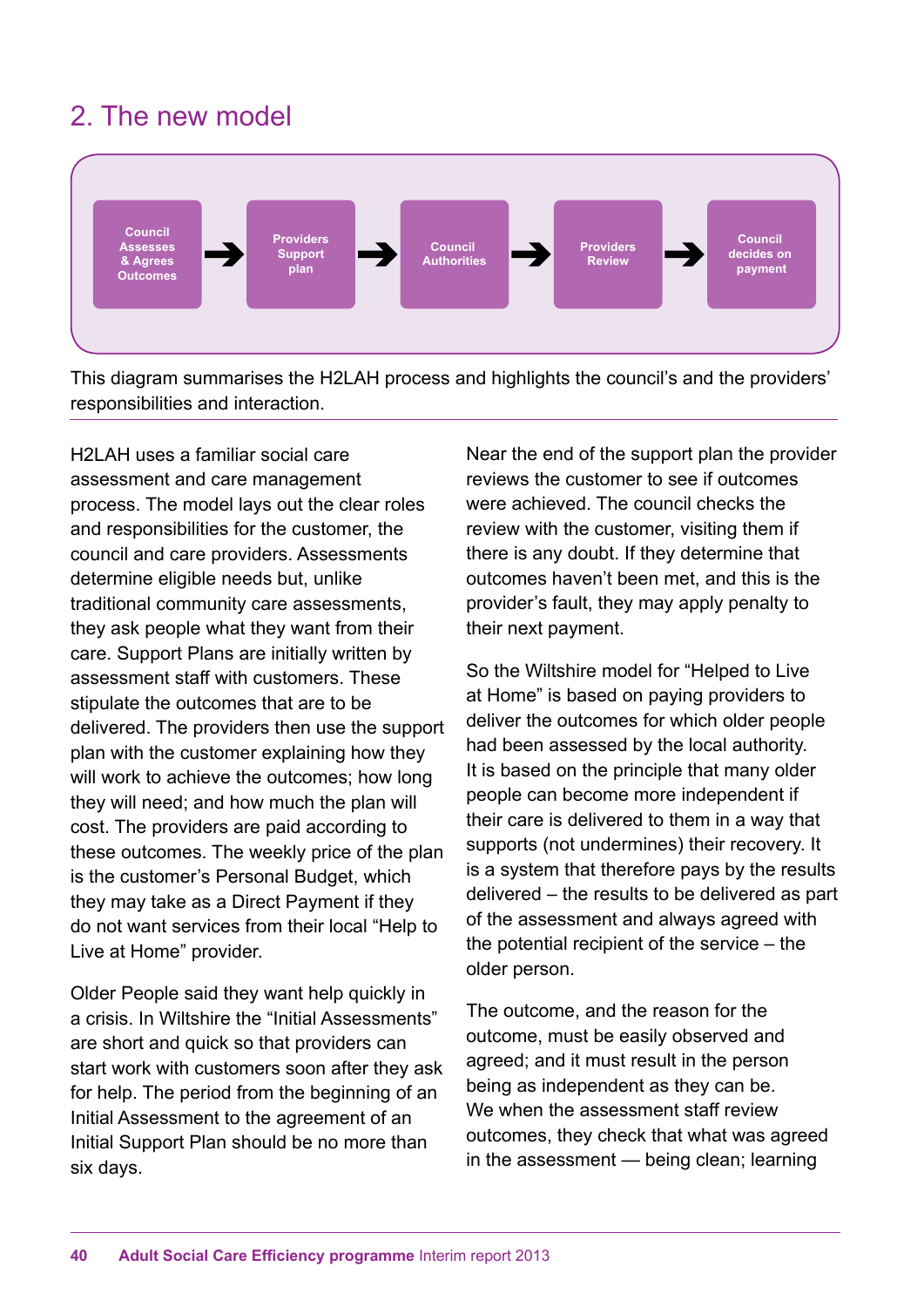## 2. The new model

Council Assesses & Agrees Outcomes → Providers Support plan → Council Authorities → Providers Review → Council decides on payment

This diagram summarises the H2LAH process and highlights the council's and the providers' responsibilities and interaction.

H2LAH uses a familiar social care assessment and care management process. The model lays out the clear roles and responsibilities for the customer, the council and care providers. Assessments determine eligible needs but, unlike traditional community care assessments, they ask people what they want from their care. Support Plans are initially written by assessment staff with customers. These stipulate the outcomes that are to be delivered. The providers then use the support plan with the customer explaining how they will work to achieve the outcomes; how long they will need; and how much the plan will cost. The providers are paid according to these outcomes. The weekly price of the plan is the customer's Personal Budget, which they may take as a Direct Payment if they do not want services from their local "Help to Live at Home" provider.

Older People said they want help quickly in a crisis. In Wiltshire the "Initial Assessments" are short and quick so that providers can start work with customers soon after they ask for help. The period from the beginning of an Initial Assessment to the agreement of an Initial Support Plan should be no more than six days.

Near the end of the support plan the provider reviews the customer to see if outcomes were achieved. The council checks the review with the customer, visiting them if there is any doubt. If they determine that outcomes haven't been met, and this is the provider's fault, they may apply penalty to their next payment.

So the Wiltshire model for "Helped to Live at Home" is based on paying providers to deliver the outcomes for which older people had been assessed by the local authority. It is based on the principle that many older people can become more independent if their care is delivered to them in a way that supports (not undermines) their recovery. It is a system that therefore pays by the results delivered – the results to be delivered as part of the assessment and always agreed with the potential recipient of the service – the older person.

The outcome, and the reason for the outcome, must be easily observed and agreed; and it must result in the person being as independent as they can be. We when the assessment staff review outcomes, they check that what was agreed in the assessment — being clean; learning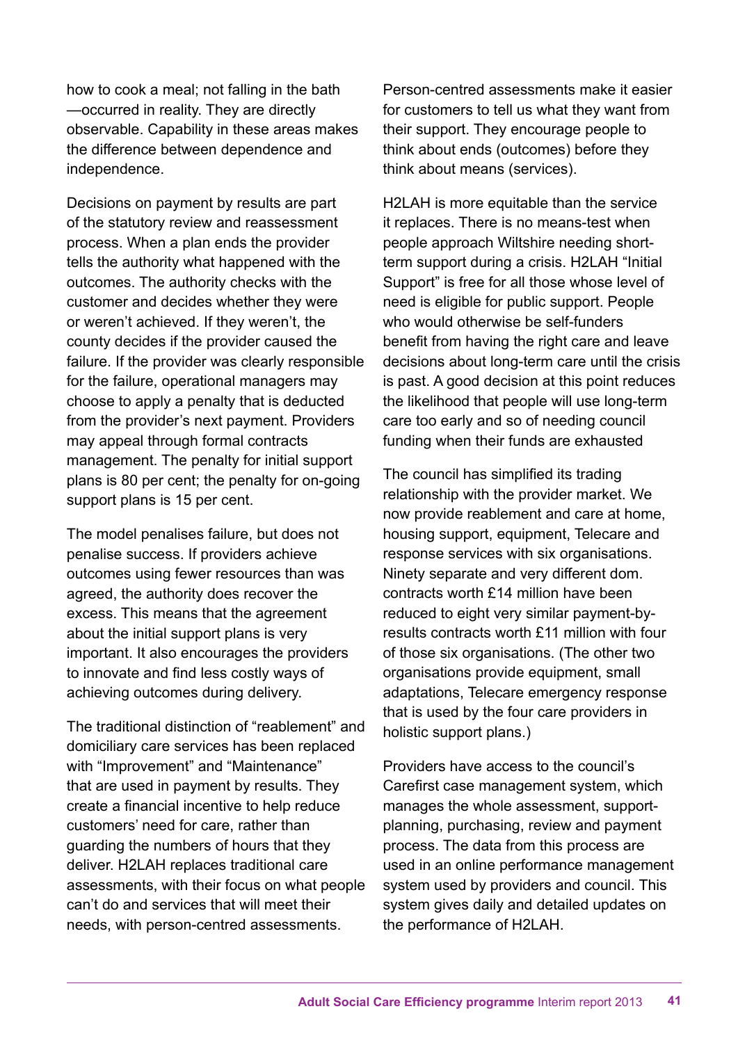how to cook a meal; not falling in the bath —occurred in reality. They are directly observable. Capability in these areas makes the difference between dependence and independence.

Decisions on payment by results are part of the statutory review and reassessment process. When a plan ends the provider tells the authority what happened with the outcomes. The authority checks with the customer and decides whether they were or weren't achieved. If they weren't, the county decides if the provider caused the failure. If the provider was clearly responsible for the failure, operational managers may choose to apply a penalty that is deducted from the provider's next payment. Providers may appeal through formal contracts management. The penalty for initial support plans is 80 per cent; the penalty for on-going support plans is 15 per cent.

The model penalises failure, but does not penalise success. If providers achieve outcomes using fewer resources than was agreed, the authority does recover the excess. This means that the agreement about the initial support plans is very important. It also encourages the providers to innovate and find less costly ways of achieving outcomes during delivery.

The traditional distinction of "reablement" and domiciliary care services has been replaced with "Improvement" and "Maintenance" that are used in payment by results. They create a financial incentive to help reduce customers' need for care, rather than guarding the numbers of hours that they deliver. H2LAH replaces traditional care assessments, with their focus on what people can't do and services that will meet their needs, with person-centred assessments.

Person-centred assessments make it easier for customers to tell us what they want from their support. They encourage people to think about ends (outcomes) before they think about means (services).

H2LAH is more equitable than the service it replaces. There is no means-test when people approach Wiltshire needing short-term support during a crisis. H2LAH "Initial Support" is free for all those whose level of need is eligible for public support. People who would otherwise be self-funders benefit from having the right care and leave decisions about long-term care until the crisis is past. A good decision at this point reduces the likelihood that people will use long-term care too early and so of needing council funding when their funds are exhausted

The council has simplified its trading relationship with the provider market. We now provide reablement and care at home, housing support, equipment, Telecare and response services with six organisations. Ninety separate and very different dom. contracts worth £14 million have been reduced to eight very similar payment-by-results contracts worth £11 million with four of those six organisations. (The other two organisations provide equipment, small adaptations, Telecare emergency response that is used by the four care providers in holistic support plans.)

Providers have access to the council's Carefirst case management system, which manages the whole assessment, support-planning, purchasing, review and payment process. The data from this process are used in an online performance management system used by providers and council. This system gives daily and detailed updates on the performance of H2LAH.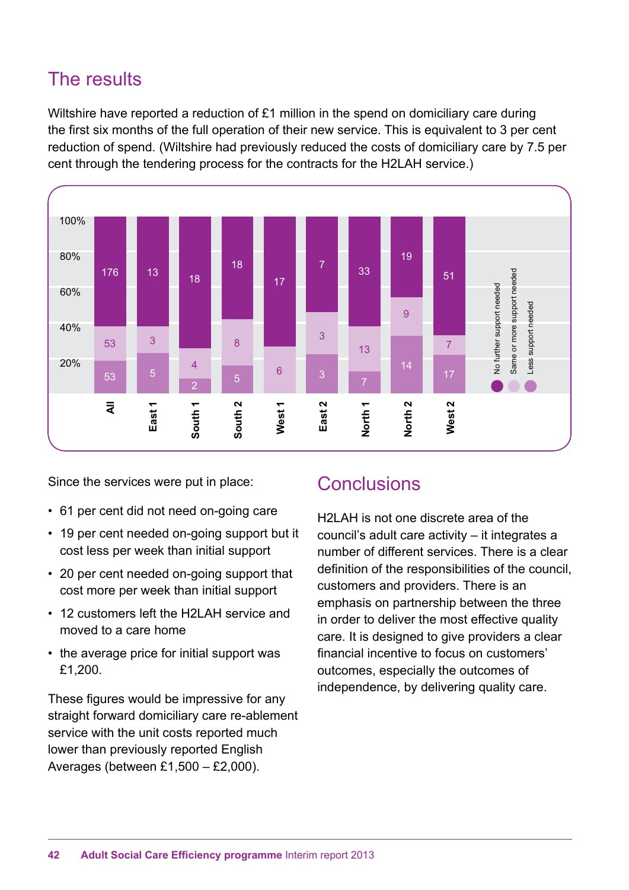## The results

Wiltshire have reported a reduction of £1 million in the spend on domiciliary care during the first six months of the full operation of their new service. This is equivalent to 3 per cent reduction of spend. (Wiltshire had previously reduced the costs of domiciliary care by 7.5 per cent through the tendering process for the contracts for the H2LAH service.)

| | All | East 1 | South 1 | South 2 | West 1 | East 2 | North 1 | North 2 | West 2 |
|---|---|---|---|---|---|---|---|---|---|
| No further support needed | 176 | 13 | 18 | 18 | 17 | 7 | 33 | 19 | 51 |
| Same or more support needed | 53 | 3 | 4 | 8 | 6 | 3 | 13 | 9 | 7 |
| Less support needed | 53 | 5 | 2 | 5 | | 3 | 7 | 14 | 17 |

Since the services were put in place:

- 61 per cent did not need on-going care
- 19 per cent needed on-going support but it cost less per week than initial support
- 20 per cent needed on-going support that cost more per week than initial support
- 12 customers left the H2LAH service and moved to a care home
- the average price for initial support was £1,200.

These figures would be impressive for any straight forward domiciliary care re-ablement service with the unit costs reported much lower than previously reported English Averages (between £1,500 – £2,000).

## Conclusions

H2LAH is not one discrete area of the council's adult care activity – it integrates a number of different services. There is a clear definition of the responsibilities of the council, customers and providers. There is an emphasis on partnership between the three in order to deliver the most effective quality care. It is designed to give providers a clear financial incentive to focus on customers' outcomes, especially the outcomes of independence, by delivering quality care.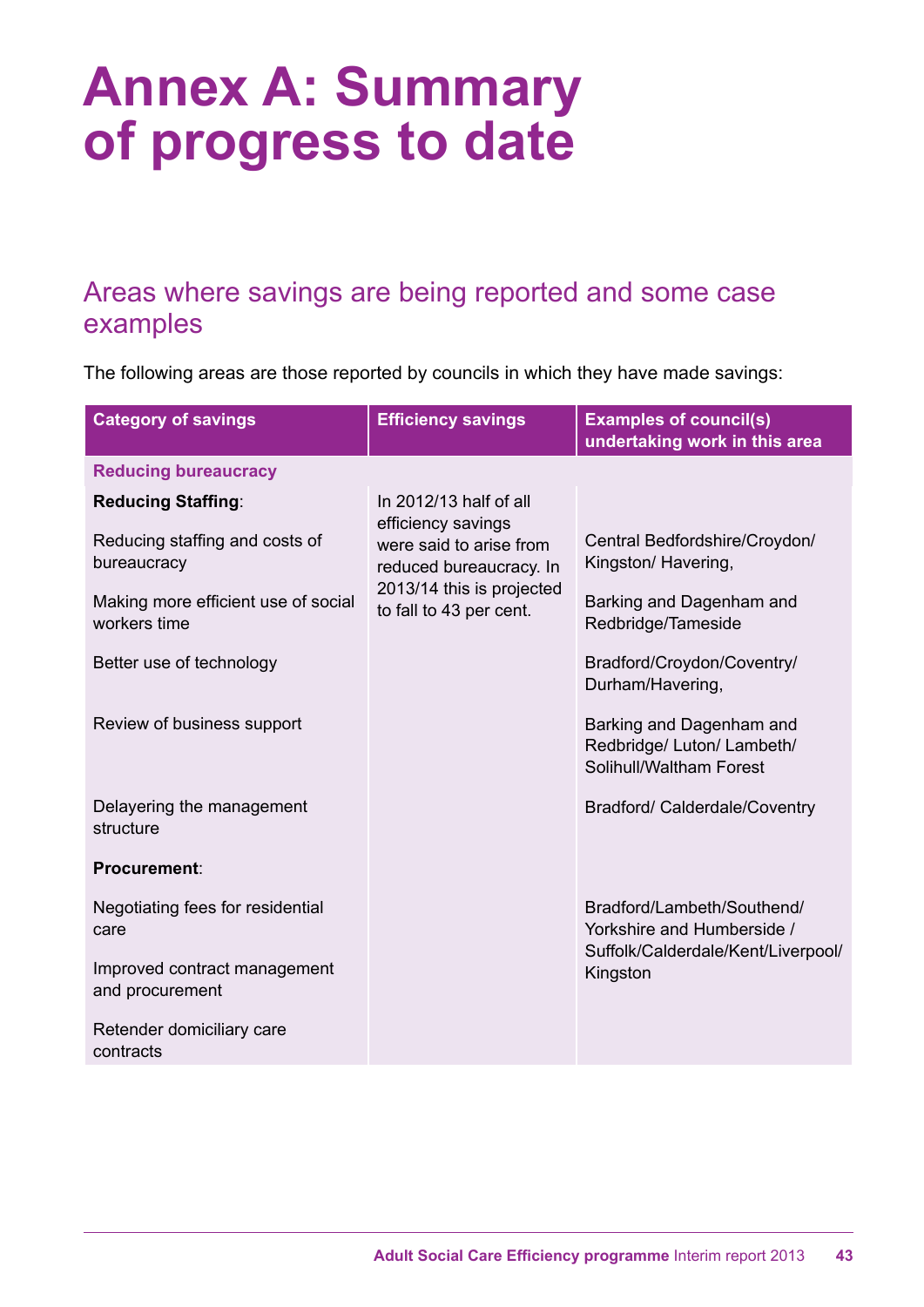# Annex A: Summary of progress to date

## Areas where savings are being reported and some case examples

The following areas are those reported by councils in which they have made savings:

| Category of savings | Efficiency savings | Examples of council(s) undertaking work in this area |
|---|---|---|
| **Reducing bureaucracy** | | |
| **Reducing Staffing**: | In 2012/13 half of all efficiency savings were said to arise from reduced bureaucracy. In 2013/14 this is projected to fall to 43 per cent. | |
| Reducing staffing and costs of bureaucracy | | Central Bedfordshire/Croydon/ Kingston/ Havering, |
| Making more efficient use of social workers time | | Barking and Dagenham and Redbridge/Tameside |
| Better use of technology | | Bradford/Croydon/Coventry/ Durham/Havering, |
| Review of business support | | Barking and Dagenham and Redbridge/ Luton/ Lambeth/ Solihull/Waltham Forest |
| Delayering the management structure | | Bradford/ Calderdale/Coventry |
| **Procurement**: | | |
| Negotiating fees for residential care | | Bradford/Lambeth/Southend/ Yorkshire and Humberside / Suffolk/Calderdale/Kent/Liverpool/ Kingston |
| Improved contract management and procurement | | |
| Retender domiciliary care contracts | | |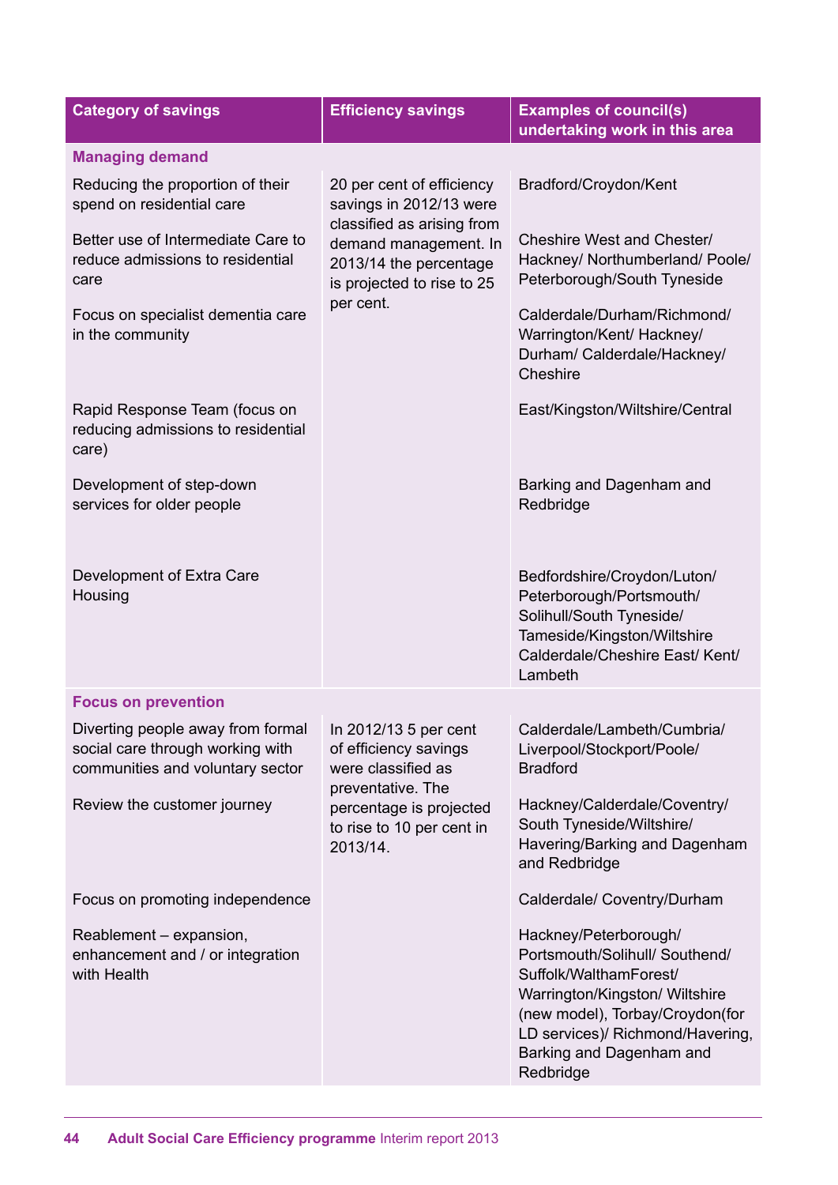| Category of savings | Efficiency savings | Examples of council(s) undertaking work in this area |
|---|---|---|
| **Managing demand** | | |
| Reducing the proportion of their spend on residential care | 20 per cent of efficiency savings in 2012/13 were classified as arising from demand management. In 2013/14 the percentage is projected to rise to 25 per cent. | Bradford/Croydon/Kent |
| Better use of Intermediate Care to reduce admissions to residential care | | Cheshire West and Chester/ Hackney/ Northumberland/ Poole/ Peterborough/South Tyneside |
| Focus on specialist dementia care in the community | | Calderdale/Durham/Richmond/ Warrington/Kent/ Hackney/ Durham/ Calderdale/Hackney/ Cheshire |
| Rapid Response Team (focus on reducing admissions to residential care) | | East/Kingston/Wiltshire/Central |
| Development of step-down services for older people | | Barking and Dagenham and Redbridge |
| Development of Extra Care Housing | | Bedfordshire/Croydon/Luton/ Peterborough/Portsmouth/ Solihull/South Tyneside/ Tameside/Kingston/Wiltshire Calderdale/Cheshire East/ Kent/ Lambeth |
| **Focus on prevention** | | |
| Diverting people away from formal social care through working with communities and voluntary sector | In 2012/13 5 per cent of efficiency savings were classified as preventative. The percentage is projected to rise to 10 per cent in 2013/14. | Calderdale/Lambeth/Cumbria/ Liverpool/Stockport/Poole/ Bradford |
| Review the customer journey | | Hackney/Calderdale/Coventry/ South Tyneside/Wiltshire/ Havering/Barking and Dagenham and Redbridge |
| Focus on promoting independence | | Calderdale/ Coventry/Durham |
| Reablement – expansion, enhancement and / or integration with Health | | Hackney/Peterborough/ Portsmouth/Solihull/ Southend/ Suffolk/WalthamForest/ Warrington/Kingston/ Wiltshire (new model), Torbay/Croydon(for LD services)/ Richmond/Havering, Barking and Dagenham and Redbridge |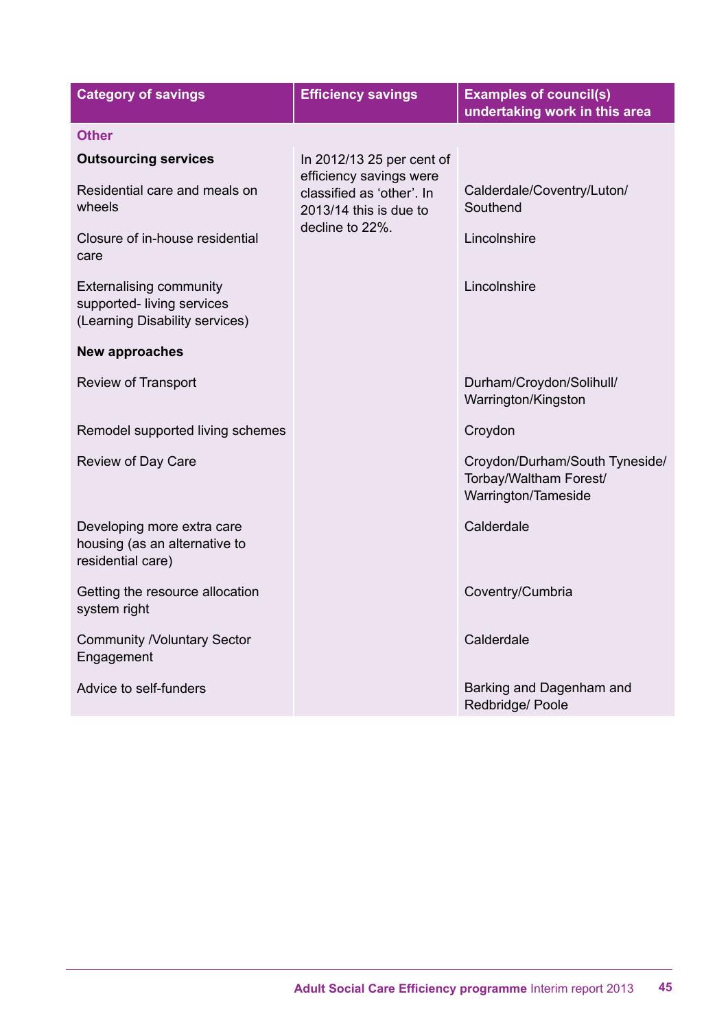| Category of savings | Efficiency savings | Examples of council(s) undertaking work in this area |
|---|---|---|
| **Other** | | |
| **Outsourcing services** | In 2012/13 25 per cent of efficiency savings were classified as 'other'. In 2013/14 this is due to decline to 22%. | |
| Residential care and meals on wheels | | Calderdale/Coventry/Luton/Southend |
| Closure of in-house residential care | | Lincolnshire |
| Externalising community supported- living services (Learning Disability services) | | Lincolnshire |
| **New approaches** | | |
| Review of Transport | | Durham/Croydon/Solihull/Warrington/Kingston |
| Remodel supported living schemes | | Croydon |
| Review of Day Care | | Croydon/Durham/South Tyneside/Torbay/Waltham Forest/Warrington/Tameside |
| Developing more extra care housing (as an alternative to residential care) | | Calderdale |
| Getting the resource allocation system right | | Coventry/Cumbria |
| Community /Voluntary Sector Engagement | | Calderdale |
| Advice to self-funders | | Barking and Dagenham and Redbridge/ Poole |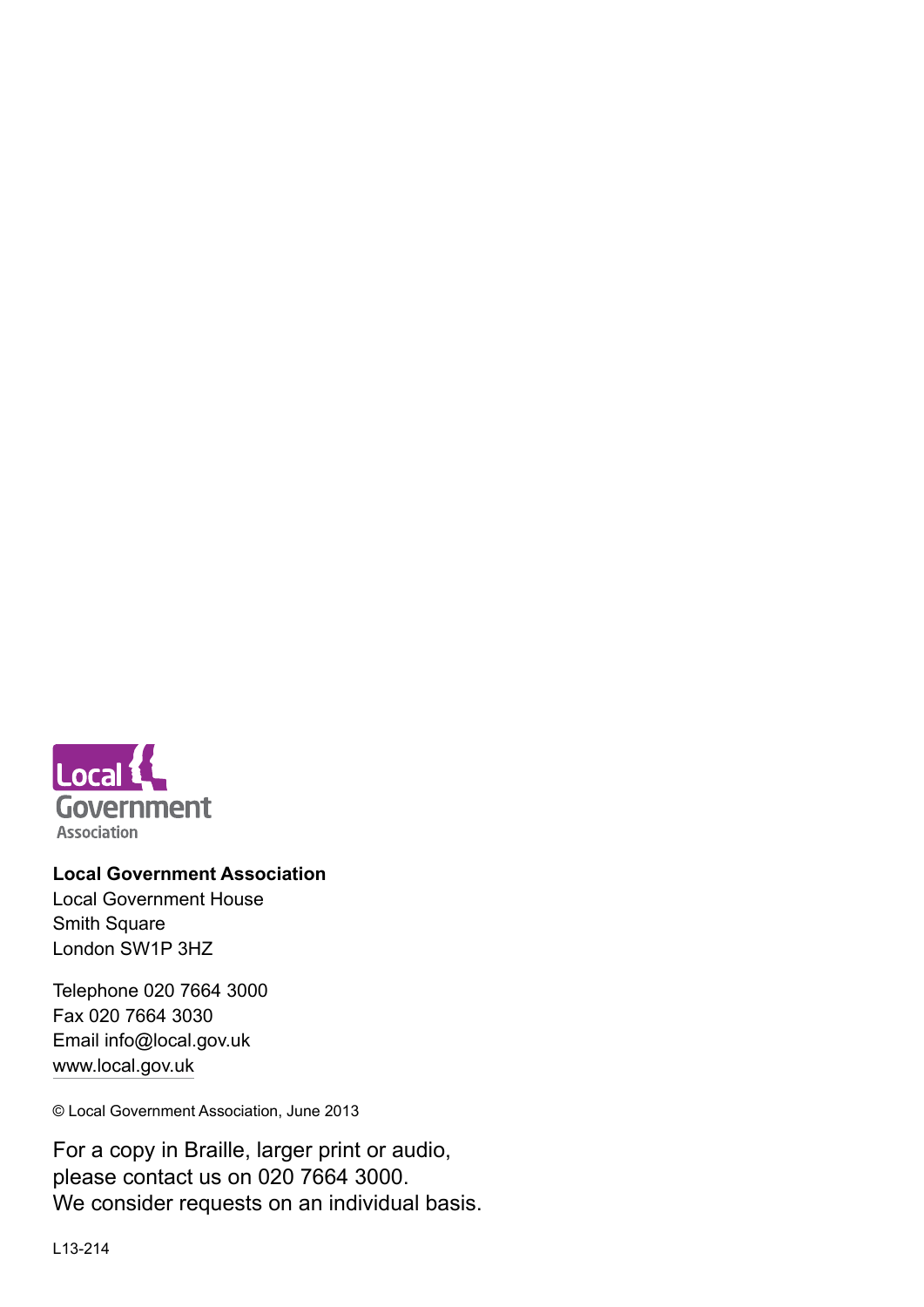Local Government Association

**Local Government Association**
Local Government House
Smith Square
London SW1P 3HZ

Telephone 020 7664 3000
Fax 020 7664 3030
Email info@local.gov.uk
www.local.gov.uk

© Local Government Association, June 2013

For a copy in Braille, larger print or audio, please contact us on 020 7664 3000. We consider requests on an individual basis.

L13-214